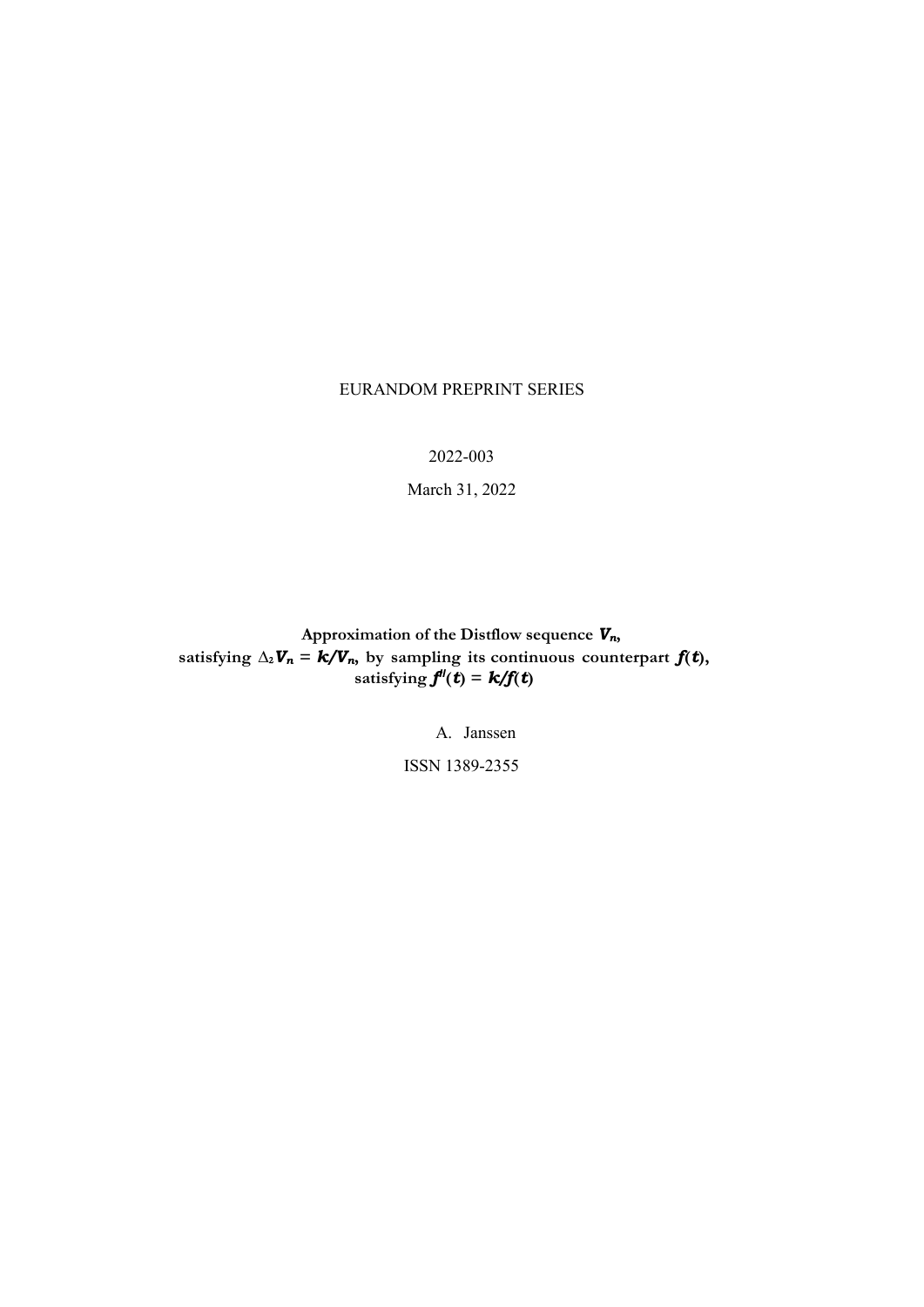EURANDOM PREPRINT SERIES

2022-003

March 31, 2022

**Approximation of the Distflow sequence $V_n$, satisfying $\Delta_2 V_n = k/V_n$, by sampling its continuous counterpart $f(t)$, satisfying $f''(t) = k/f(t)$**

A. Janssen

ISSN 1389-2355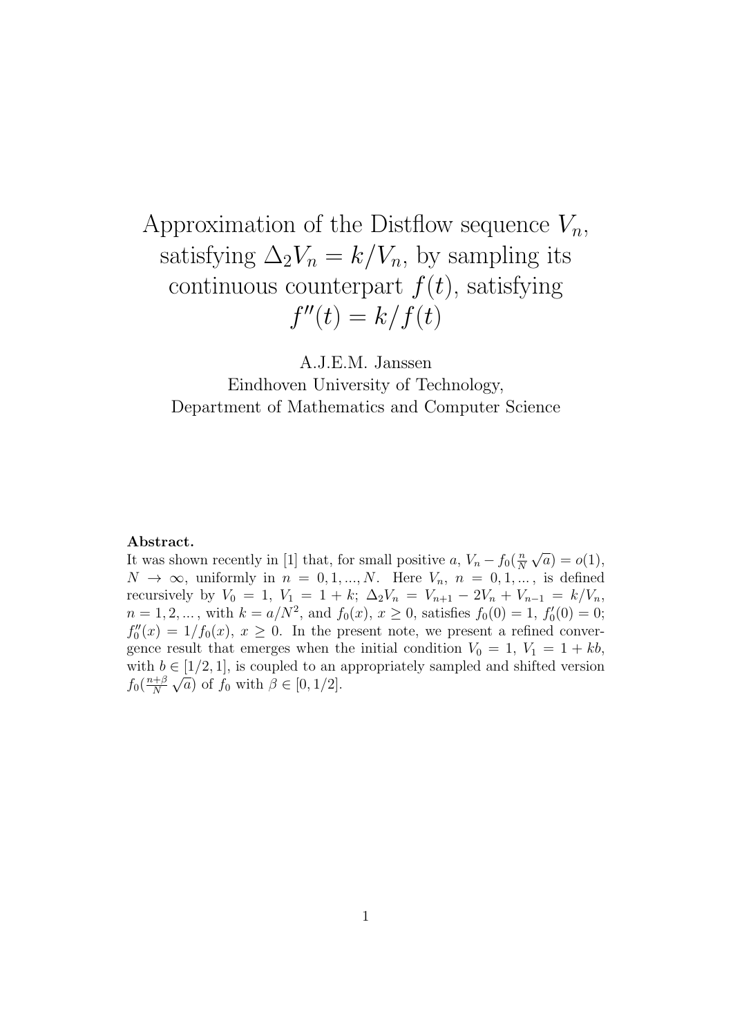# Approximation of the Distflow sequence $V_n$, satisfying $\Delta_2 V_n = k/V_n$, by sampling its continuous counterpart $f(t)$, satisfying $f''(t) = k/f(t)$

A.J.E.M. Janssen
Eindhoven University of Technology,
Department of Mathematics and Computer Science

**Abstract.**
It was shown recently in [1] that, for small positive $a$, $V_n - f_0(\frac{n}{N}\sqrt{a}) = o(1)$, $N \to \infty$, uniformly in $n = 0, 1, ..., N$. Here $V_n$, $n = 0, 1, ...$, is defined recursively by $V_0 = 1$, $V_1 = 1 + k$; $\Delta_2 V_n = V_{n+1} - 2V_n + V_{n-1} = k/V_n$, $n = 1, 2, ...$, with $k = a/N^2$, and $f_0(x)$, $x \geq 0$, satisfies $f_0(0) = 1$, $f_0'(0) = 0$; $f_0''(x) = 1/f_0(x)$, $x \geq 0$. In the present note, we present a refined convergence result that emerges when the initial condition $V_0 = 1$, $V_1 = 1 + kb$, with $b \in [1/2, 1]$, is coupled to an appropriately sampled and shifted version $f_0(\frac{n+\beta}{N}\sqrt{a})$ of $f_0$ with $\beta \in [0, 1/2]$.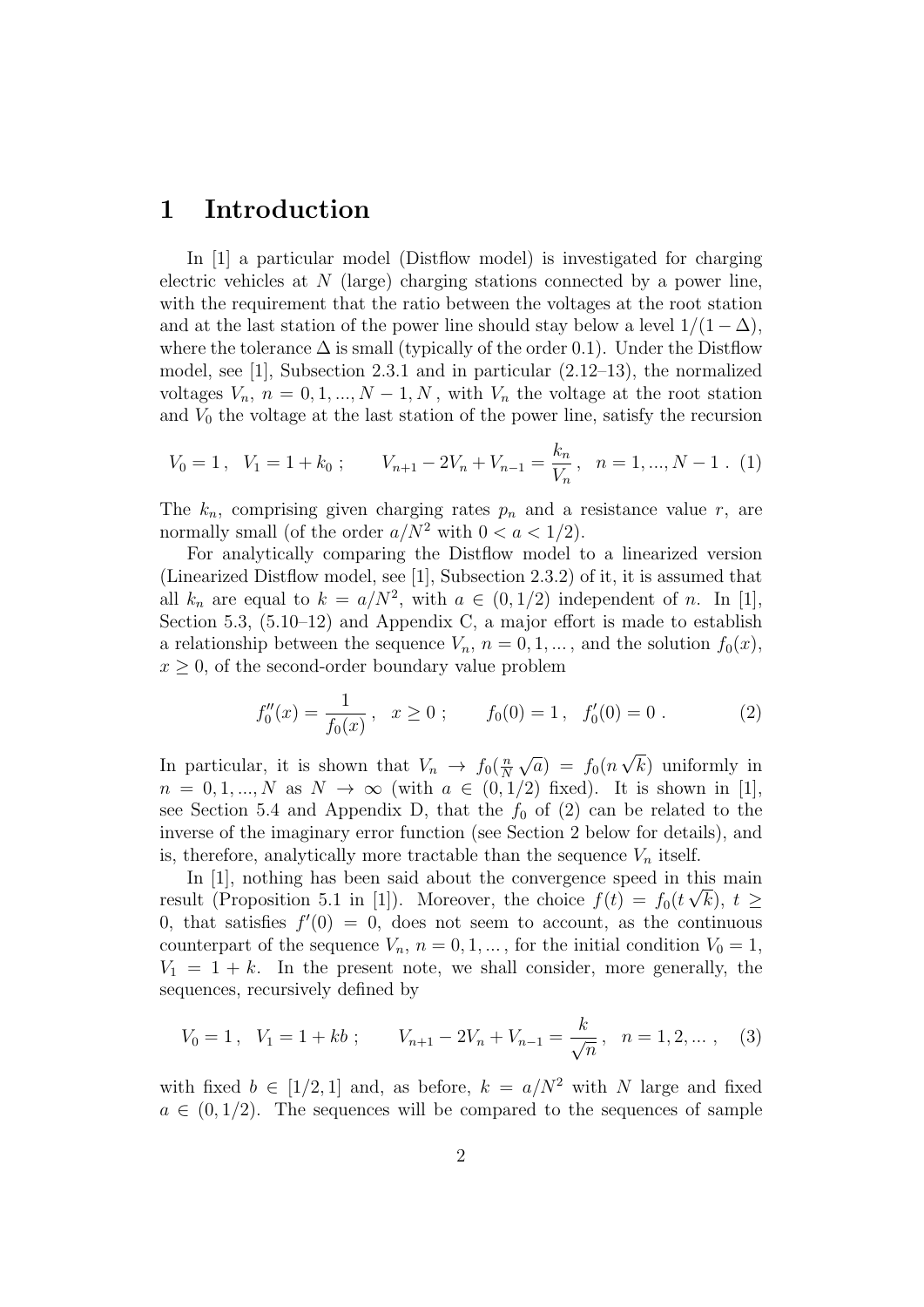# 1 Introduction

In [1] a particular model (Distflow model) is investigated for charging electric vehicles at $N$ (large) charging stations connected by a power line, with the requirement that the ratio between the voltages at the root station and at the last station of the power line should stay below a level $1/(1-\Delta)$, where the tolerance $\Delta$ is small (typically of the order 0.1). Under the Distflow model, see [1], Subsection 2.3.1 and in particular (2.12–13), the normalized voltages $V_n$, $n = 0, 1, ..., N-1, N$, with $V_n$ the voltage at the root station and $V_0$ the voltage at the last station of the power line, satisfy the recursion

$$V_0 = 1\,, \quad V_1 = 1 + k_0\,; \qquad V_{n+1} - 2V_n + V_{n-1} = \frac{k_n}{V_n}\,, \quad n = 1, ..., N-1\,. \tag{1}$$

The $k_n$, comprising given charging rates $p_n$ and a resistance value $r$, are normally small (of the order $a/N^2$ with $0 < a < 1/2$).

For analytically comparing the Distflow model to a linearized version (Linearized Distflow model, see [1], Subsection 2.3.2) of it, it is assumed that all $k_n$ are equal to $k = a/N^2$, with $a \in (0, 1/2)$ independent of $n$. In [1], Section 5.3, (5.10–12) and Appendix C, a major effort is made to establish a relationship between the sequence $V_n$, $n = 0, 1, ...$, and the solution $f_0(x)$, $x \geq 0$, of the second-order boundary value problem

$$f_0''(x) = \frac{1}{f_0(x)}\,, \quad x \geq 0\,; \qquad f_0(0) = 1\,, \quad f_0'(0) = 0\,. \tag{2}$$

In particular, it is shown that $V_n \to f_0(\frac{n}{N}\sqrt{a}) = f_0(n\sqrt{k})$ uniformly in $n = 0, 1, ..., N$ as $N \to \infty$ (with $a \in (0, 1/2)$ fixed). It is shown in [1], see Section 5.4 and Appendix D, that the $f_0$ of (2) can be related to the inverse of the imaginary error function (see Section 2 below for details), and is, therefore, analytically more tractable than the sequence $V_n$ itself.

In [1], nothing has been said about the convergence speed in this main result (Proposition 5.1 in [1]). Moreover, the choice $f(t) = f_0(t\sqrt{k})$, $t \geq 0$, that satisfies $f'(0) = 0$, does not seem to account, as the continuous counterpart of the sequence $V_n$, $n = 0, 1, ...$, for the initial condition $V_0 = 1$, $V_1 = 1 + k$. In the present note, we shall consider, more generally, the sequences, recursively defined by

$$V_0 = 1\,, \quad V_1 = 1 + kb\,; \qquad V_{n+1} - 2V_n + V_{n-1} = \frac{k}{\sqrt{n}}\,, \quad n = 1, 2, ...\,, \tag{3}$$

with fixed $b \in [1/2, 1]$ and, as before, $k = a/N^2$ with $N$ large and fixed $a \in (0, 1/2)$. The sequences will be compared to the sequences of sample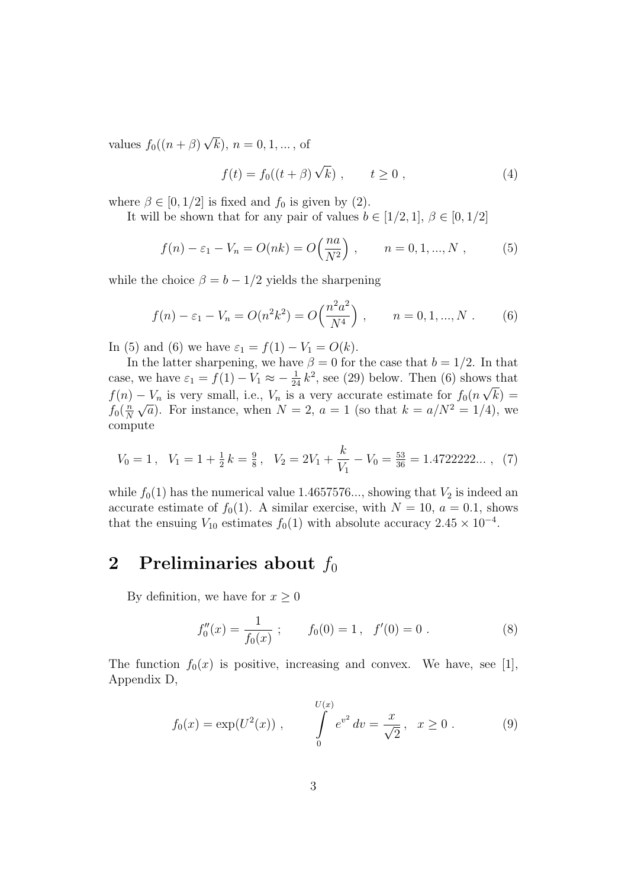values $f_0((n+\beta)\sqrt{k})$, $n = 0, 1, ...$ , of

$$f(t) = f_0((t+\beta)\sqrt{k}) \ , \qquad t \geq 0 \ , \tag{4}$$

where $\beta \in [0, 1/2]$ is fixed and $f_0$ is given by (2).

It will be shown that for any pair of values $b \in [1/2, 1]$, $\beta \in [0, 1/2]$

$$f(n) - \varepsilon_1 - V_n = O(nk) = O\Big(\frac{na}{N^2}\Big) \ , \qquad n = 0, 1, ..., N \ , \tag{5}$$

while the choice $\beta = b - 1/2$ yields the sharpening

$$f(n) - \varepsilon_1 - V_n = O(n^2k^2) = O\Big(\frac{n^2a^2}{N^4}\Big) \ , \qquad n = 0, 1, ..., N \ . \tag{6}$$

In (5) and (6) we have $\varepsilon_1 = f(1) - V_1 = O(k)$.

In the latter sharpening, we have $\beta = 0$ for the case that $b = 1/2$. In that case, we have $\varepsilon_1 = f(1) - V_1 \approx -\frac{1}{24}k^2$, see (29) below. Then (6) shows that $f(n) - V_n$ is very small, i.e., $V_n$ is a very accurate estimate for $f_0(n\sqrt{k}) = f_0(\frac{n}{N}\sqrt{a})$. For instance, when $N = 2$, $a = 1$ (so that $k = a/N^2 = 1/4$), we compute

$$V_0 = 1 \ , \ \ V_1 = 1 + \tfrac{1}{2}k = \tfrac{9}{8} \ , \ \ V_2 = 2V_1 + \frac{k}{V_1} - V_0 = \tfrac{53}{36} = 1.4722222... \ , \tag{7}$$

while $f_0(1)$ has the numerical value $1.4657576...$, showing that $V_2$ is indeed an accurate estimate of $f_0(1)$. A similar exercise, with $N = 10$, $a = 0.1$, shows that the ensuing $V_{10}$ estimates $f_0(1)$ with absolute accuracy $2.45 \times 10^{-4}$.

## 2 Preliminaries about $f_0$

By definition, we have for $x \geq 0$

$$f_0''(x) = \frac{1}{f_0(x)} \ ; \qquad f_0(0) = 1 \ , \ \ f'(0) = 0 \ . \tag{8}$$

The function $f_0(x)$ is positive, increasing and convex. We have, see [1], Appendix D,

$$f_0(x) = \exp(U^2(x)) \ , \qquad \int_0^{U(x)} e^{v^2}\, dv = \frac{x}{\sqrt{2}} \ , \ \ x \geq 0 \ . \tag{9}$$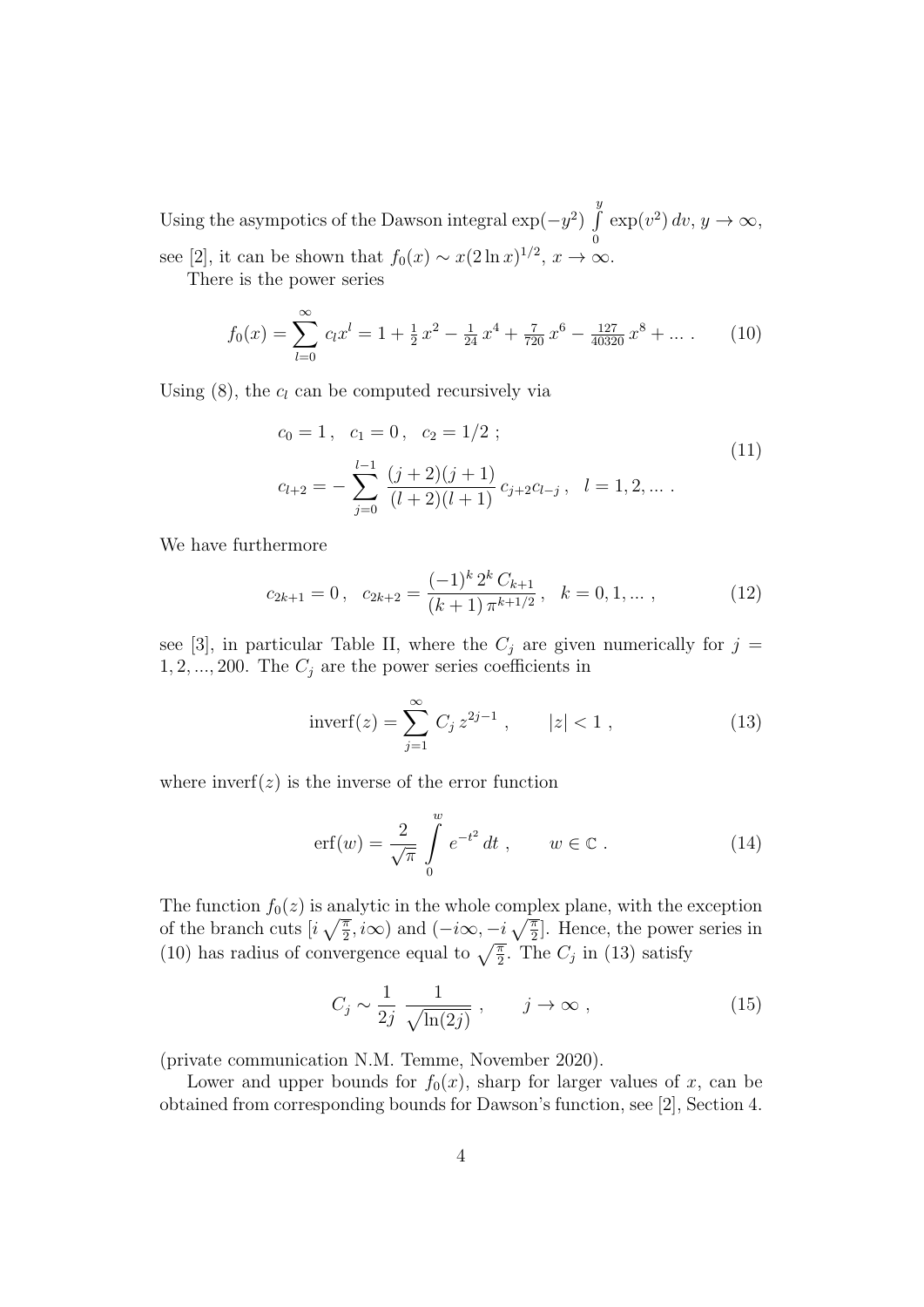Using the asympotics of the Dawson integral $\exp(-y^2) \int\limits_0^y \exp(v^2)\,dv$, $y \to \infty$, see [2], it can be shown that $f_0(x) \sim x(2\ln x)^{1/2}$, $x \to \infty$.

There is the power series

$$f_0(x) = \sum_{l=0}^{\infty} c_l x^l = 1 + \tfrac{1}{2}\,x^2 - \tfrac{1}{24}\,x^4 + \tfrac{7}{720}\,x^6 - \tfrac{127}{40320}\,x^8 + \dots \,. \tag{10}$$

Using (8), the $c_l$ can be computed recursively via

$$\begin{aligned} &c_0 = 1\,, \quad c_1 = 0\,, \quad c_2 = 1/2\;; \\ &c_{l+2} = -\sum_{j=0}^{l-1} \frac{(j+2)(j+1)}{(l+2)(l+1)}\,c_{j+2}c_{l-j}\,, \quad l = 1, 2, \dots\,. \end{aligned} \tag{11}$$

We have furthermore

$$c_{2k+1} = 0\,, \quad c_{2k+2} = \frac{(-1)^k\,2^k\,C_{k+1}}{(k+1)\,\pi^{k+1/2}}\,, \quad k = 0, 1, \dots\,, \tag{12}$$

see [3], in particular Table II, where the $C_j$ are given numerically for $j = 1, 2, ..., 200$. The $C_j$ are the power series coefficients in

$$\text{inverf}(z) = \sum_{j=1}^{\infty} C_j\, z^{2j-1}\,, \qquad |z| < 1\,, \tag{13}$$

where $\text{inverf}(z)$ is the inverse of the error function

$$\text{erf}(w) = \frac{2}{\sqrt{\pi}} \int\limits_0^w e^{-t^2}\,dt\,, \qquad w \in \mathbb{C}\,. \tag{14}$$

The function $f_0(z)$ is analytic in the whole complex plane, with the exception of the branch cuts $[i\sqrt{\frac{\pi}{2}}, i\infty)$ and $(-i\infty, -i\sqrt{\frac{\pi}{2}}]$. Hence, the power series in (10) has radius of convergence equal to $\sqrt{\frac{\pi}{2}}$. The $C_j$ in (13) satisfy

$$C_j \sim \frac{1}{2j}\,\frac{1}{\sqrt{\ln(2j)}}\,, \qquad j \to \infty\,, \tag{15}$$

(private communication N.M. Temme, November 2020).

Lower and upper bounds for $f_0(x)$, sharp for larger values of $x$, can be obtained from corresponding bounds for Dawson's function, see [2], Section 4.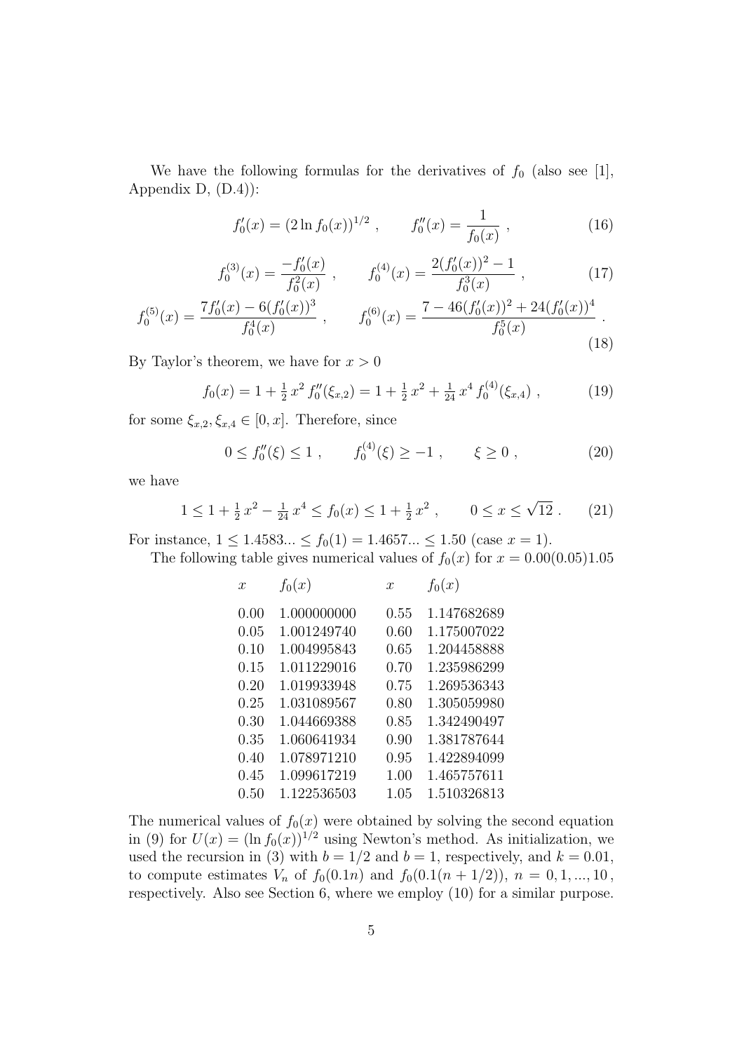We have the following formulas for the derivatives of $f_0$ (also see [1], Appendix D, (D.4)):

$$f_0'(x) = (2\ln f_0(x))^{1/2}\ , \qquad f_0''(x) = \frac{1}{f_0(x)}\ , \tag{16}$$

$$f_0^{(3)}(x) = \frac{-f_0'(x)}{f_0^2(x)}\ , \qquad f_0^{(4)}(x) = \frac{2(f_0'(x))^2 - 1}{f_0^3(x)}\ , \tag{17}$$

$$f_0^{(5)}(x) = \frac{7f_0'(x) - 6(f_0'(x))^3}{f_0^4(x)}\ , \qquad f_0^{(6)}(x) = \frac{7 - 46(f_0'(x))^2 + 24(f_0'(x))^4}{f_0^5(x)}\ . \tag{18}$$

By Taylor's theorem, we have for $x > 0$

$$f_0(x) = 1 + \tfrac{1}{2}\,x^2\,f_0''(\xi_{x,2}) = 1 + \tfrac{1}{2}\,x^2 + \tfrac{1}{24}\,x^4\,f_0^{(4)}(\xi_{x,4})\ , \tag{19}$$

for some $\xi_{x,2}, \xi_{x,4} \in [0,x]$. Therefore, since

$$0 \le f_0''(\xi) \le 1\ , \qquad f_0^{(4)}(\xi) \ge -1\ , \qquad \xi \ge 0\ , \tag{20}$$

we have

$$1 \le 1 + \tfrac{1}{2}\,x^2 - \tfrac{1}{24}\,x^4 \le f_0(x) \le 1 + \tfrac{1}{2}\,x^2\ , \qquad 0 \le x \le \sqrt{12}\ . \tag{21}$$

For instance, $1 \le 1.4583... \le f_0(1) = 1.4657... \le 1.50$ (case $x = 1$).

The following table gives numerical values of $f_0(x)$ for $x = 0.00(0.05)1.05$

| $x$ | $f_0(x)$ | $x$ | $f_0(x)$ |
|---|---|---|---|
| 0.00 | 1.000000000 | 0.55 | 1.147682689 |
| 0.05 | 1.001249740 | 0.60 | 1.175007022 |
| 0.10 | 1.004995843 | 0.65 | 1.204458888 |
| 0.15 | 1.011229016 | 0.70 | 1.235986299 |
| 0.20 | 1.019933948 | 0.75 | 1.269536343 |
| 0.25 | 1.031089567 | 0.80 | 1.305059980 |
| 0.30 | 1.044669388 | 0.85 | 1.342490497 |
| 0.35 | 1.060641934 | 0.90 | 1.381787644 |
| 0.40 | 1.078971210 | 0.95 | 1.422894099 |
| 0.45 | 1.099617219 | 1.00 | 1.465757611 |
| 0.50 | 1.122536503 | 1.05 | 1.510326813 |

The numerical values of $f_0(x)$ were obtained by solving the second equation in (9) for $U(x) = (\ln f_0(x))^{1/2}$ using Newton's method. As initialization, we used the recursion in (3) with $b = 1/2$ and $b = 1$, respectively, and $k = 0.01$, to compute estimates $V_n$ of $f_0(0.1n)$ and $f_0(0.1(n + 1/2))$, $n = 0, 1, ..., 10$, respectively. Also see Section 6, where we employ (10) for a similar purpose.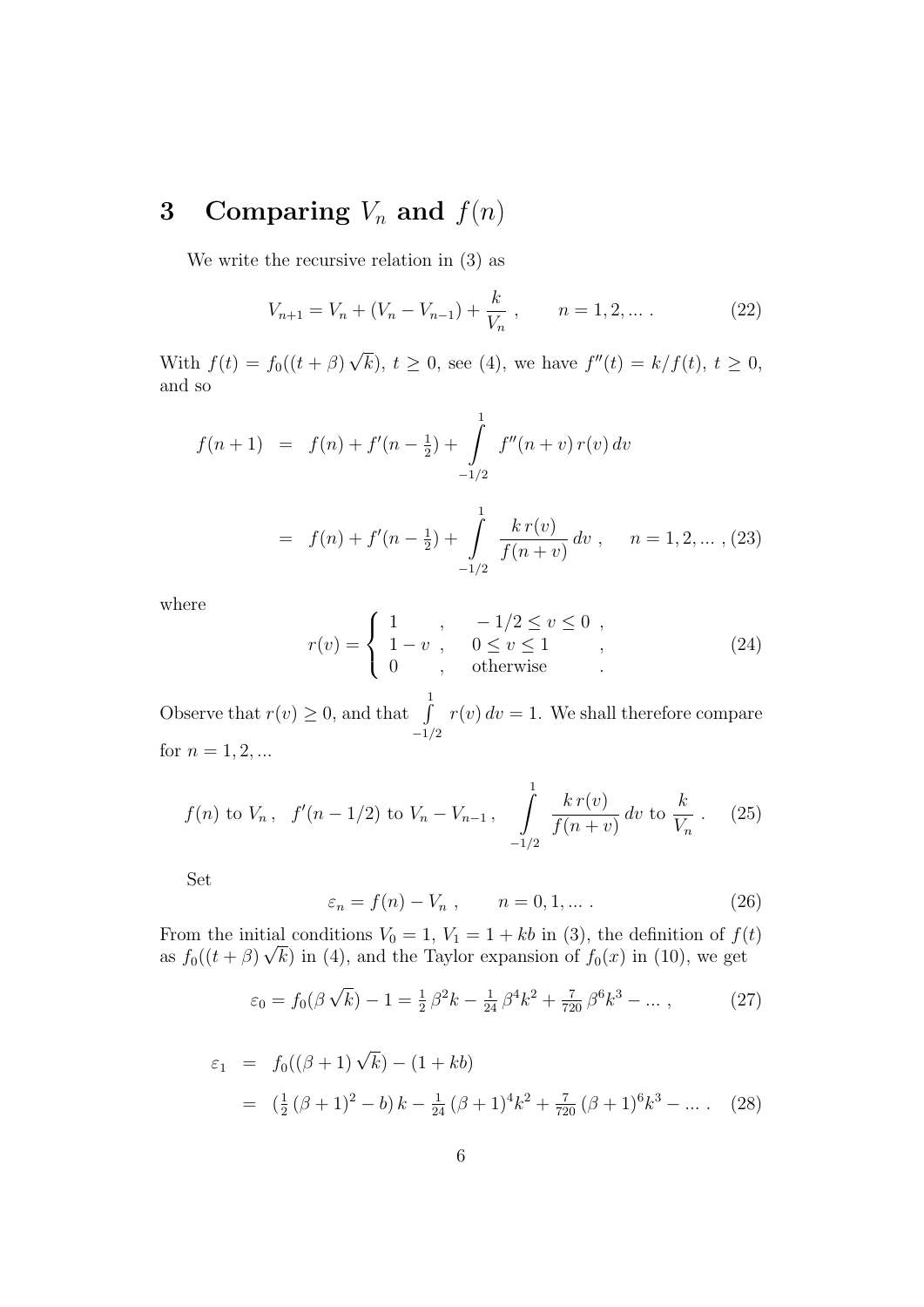## 3 Comparing $V_n$ and $f(n)$

We write the recursive relation in (3) as

$$V_{n+1} = V_n + (V_n - V_{n-1}) + \frac{k}{V_n}\ , \qquad n = 1, 2, ...\ . \tag{22}$$

With $f(t) = f_0((t+\beta)\sqrt{k})$, $t \geq 0$, see (4), we have $f''(t) = k/f(t)$, $t \geq 0$, and so

$$\begin{aligned} f(n+1) &= f(n) + f'(n - \tfrac{1}{2}) + \int_{-1/2}^{1} f''(n+v)\, r(v)\, dv \\ &= f(n) + f'(n - \tfrac{1}{2}) + \int_{-1/2}^{1} \frac{k\, r(v)}{f(n+v)}\, dv\ , \quad n = 1, 2, ...\ , \end{aligned} \tag{23}$$

where

$$r(v) = \begin{cases} 1 & , \quad -1/2 \leq v \leq 0\ , \\ 1 - v\ , & \quad 0 \leq v \leq 1\ , \\ 0 & , \quad \text{otherwise}\ . \end{cases} \tag{24}$$

Observe that $r(v) \geq 0$, and that $\int_{-1/2}^{1} r(v)\, dv = 1$. We shall therefore compare for $n = 1, 2, ...$

$$f(n) \text{ to } V_n\,, \quad f'(n - 1/2) \text{ to } V_n - V_{n-1}\,, \quad \int_{-1/2}^{1} \frac{k\, r(v)}{f(n+v)}\, dv \text{ to } \frac{k}{V_n}\ . \tag{25}$$

Set

$$\varepsilon_n = f(n) - V_n\ , \qquad n = 0, 1, ...\ . \tag{26}$$

From the initial conditions $V_0 = 1$, $V_1 = 1 + kb$ in (3), the definition of $f(t)$ as $f_0((t+\beta)\sqrt{k})$ in (4), and the Taylor expansion of $f_0(x)$ in (10), we get

$$\varepsilon_0 = f_0(\beta\sqrt{k}) - 1 = \tfrac{1}{2}\,\beta^2 k - \tfrac{1}{24}\,\beta^4 k^2 + \tfrac{7}{720}\,\beta^6 k^3 - ...\ , \tag{27}$$

$$\begin{aligned} \varepsilon_1 &= f_0((\beta+1)\sqrt{k}) - (1 + kb) \\ &= (\tfrac{1}{2}\,(\beta+1)^2 - b)\, k - \tfrac{1}{24}\,(\beta+1)^4 k^2 + \tfrac{7}{720}\,(\beta+1)^6 k^3 - ...\ . \end{aligned} \tag{28}$$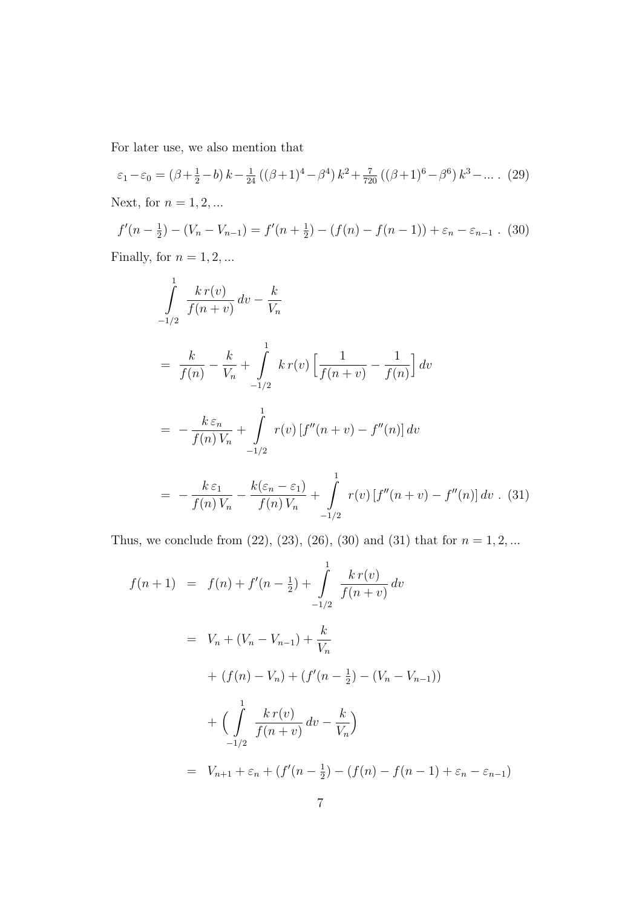For later use, we also mention that

$$\varepsilon_1 - \varepsilon_0 = (\beta + \tfrac{1}{2} - b)\, k - \tfrac{1}{24}\,((\beta+1)^4 - \beta^4)\, k^2 + \tfrac{7}{720}\,((\beta+1)^6 - \beta^6)\, k^3 - \ldots \; . \tag{29}$$

Next, for $n = 1, 2, \ldots$

$$f'(n - \tfrac{1}{2}) - (V_n - V_{n-1}) = f'(n + \tfrac{1}{2}) - (f(n) - f(n-1)) + \varepsilon_n - \varepsilon_{n-1} \; . \tag{30}$$

Finally, for $n = 1, 2, \ldots$

$$\begin{aligned}
&\int\limits_{-1/2}^{1} \frac{k\, r(v)}{f(n+v)}\, dv - \frac{k}{V_n} \\
&= \; \frac{k}{f(n)} - \frac{k}{V_n} + \int\limits_{-1/2}^{1} k\, r(v) \Big[ \frac{1}{f(n+v)} - \frac{1}{f(n)} \Big]\, dv \\
&= \; - \frac{k\, \varepsilon_n}{f(n)\, V_n} + \int\limits_{-1/2}^{1} r(v)\, [f''(n+v) - f''(n)]\, dv \\
&= \; - \frac{k\, \varepsilon_1}{f(n)\, V_n} - \frac{k(\varepsilon_n - \varepsilon_1)}{f(n)\, V_n} + \int\limits_{-1/2}^{1} r(v)\, [f''(n+v) - f''(n)]\, dv \; .
\end{aligned} \tag{31}$$

Thus, we conclude from (22), (23), (26), (30) and (31) that for $n = 1, 2, \ldots$

$$\begin{aligned}
f(n+1) \;&=\; f(n) + f'(n - \tfrac{1}{2}) + \int\limits_{-1/2}^{1} \frac{k\, r(v)}{f(n+v)}\, dv \\
&=\; V_n + (V_n - V_{n-1}) + \frac{k}{V_n} \\
&\quad + (f(n) - V_n) + (f'(n - \tfrac{1}{2}) - (V_n - V_{n-1})) \\
&\quad + \Big( \int\limits_{-1/2}^{1} \frac{k\, r(v)}{f(n+v)}\, dv - \frac{k}{V_n} \Big) \\
&=\; V_{n+1} + \varepsilon_n + (f'(n - \tfrac{1}{2}) - (f(n) - f(n-1) + \varepsilon_n - \varepsilon_{n-1})
\end{aligned}$$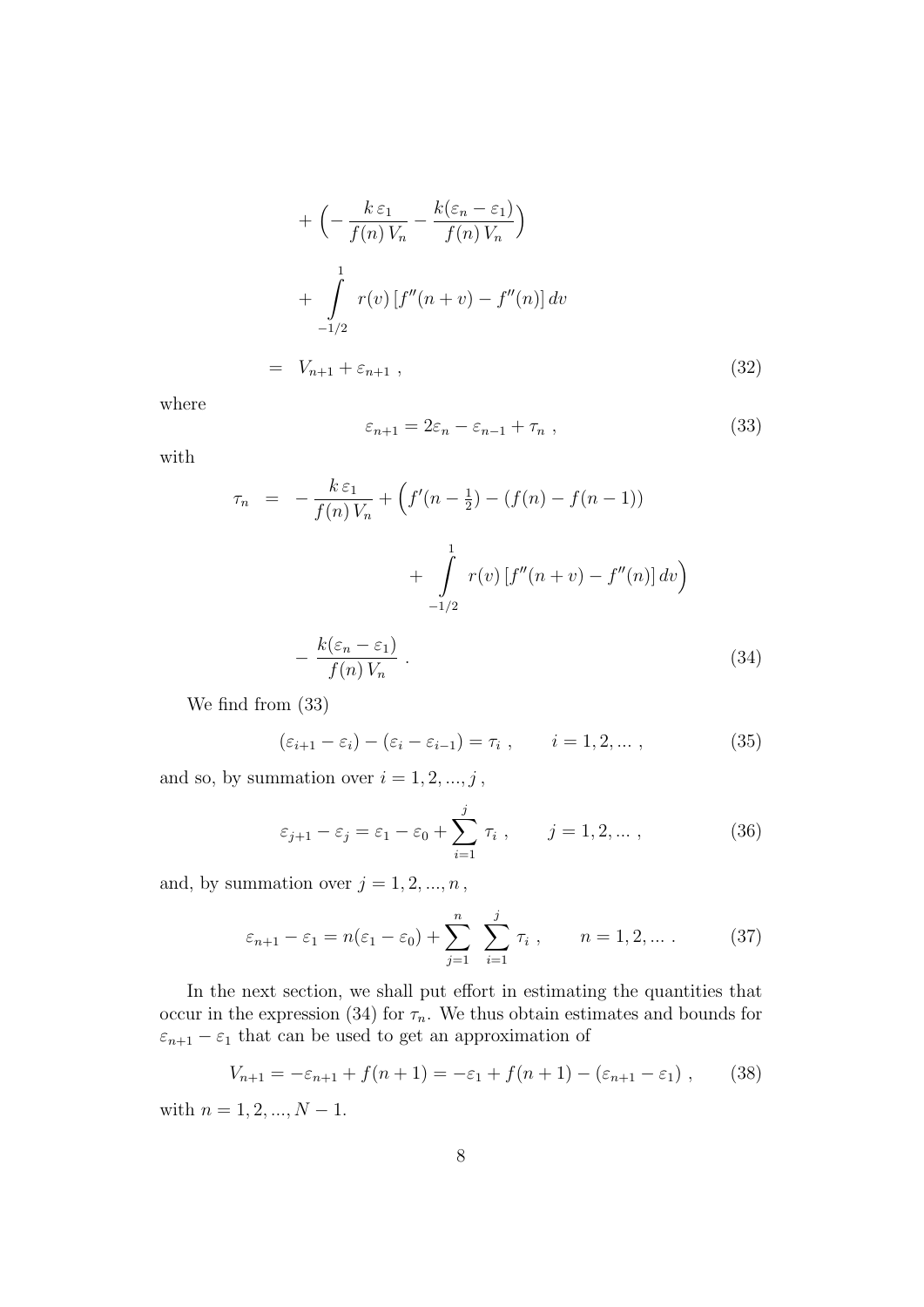$$
\begin{aligned}
& + \Big( -\frac{k\,\varepsilon_1}{f(n)\,V_n} - \frac{k(\varepsilon_n - \varepsilon_1)}{f(n)\,V_n} \Big) \\
& + \int\limits_{-1/2}^{1} r(v)\,[f''(n+v) - f''(n)]\,dv \\
= \;\; & V_{n+1} + \varepsilon_{n+1} \;, \qquad\qquad (32)
\end{aligned}
$$

where

$$
\varepsilon_{n+1} = 2\varepsilon_n - \varepsilon_{n-1} + \tau_n \;, \qquad (33)
$$

with

$$
\begin{aligned}
\tau_n \;\; = \;\; & -\frac{k\,\varepsilon_1}{f(n)\,V_n} + \Big( f'(n-\tfrac{1}{2}) - (f(n) - f(n-1)) \\
& \qquad + \int\limits_{-1/2}^{1} r(v)\,[f''(n+v) - f''(n)]\,dv \Big) \\
& - \frac{k(\varepsilon_n - \varepsilon_1)}{f(n)\,V_n} \;. \qquad (34)
\end{aligned}
$$

We find from (33)

$$
(\varepsilon_{i+1} - \varepsilon_i) - (\varepsilon_i - \varepsilon_{i-1}) = \tau_i \;, \qquad i = 1, 2, \ldots \;, \qquad (35)
$$

and so, by summation over $i = 1, 2, ..., j$ ,

$$
\varepsilon_{j+1} - \varepsilon_j = \varepsilon_1 - \varepsilon_0 + \sum_{i=1}^{j} \tau_i \;, \qquad j = 1, 2, \ldots \;, \qquad (36)
$$

and, by summation over $j = 1, 2, ..., n$ ,

$$
\varepsilon_{n+1} - \varepsilon_1 = n(\varepsilon_1 - \varepsilon_0) + \sum_{j=1}^{n} \; \sum_{i=1}^{j} \tau_i \;, \qquad n = 1, 2, \ldots \;. \qquad (37)
$$

In the next section, we shall put effort in estimating the quantities that occur in the expression (34) for $\tau_n$. We thus obtain estimates and bounds for $\varepsilon_{n+1} - \varepsilon_1$ that can be used to get an approximation of

$$
V_{n+1} = -\varepsilon_{n+1} + f(n+1) = -\varepsilon_1 + f(n+1) - (\varepsilon_{n+1} - \varepsilon_1) \;, \qquad (38)
$$

with $n = 1, 2, ..., N-1$.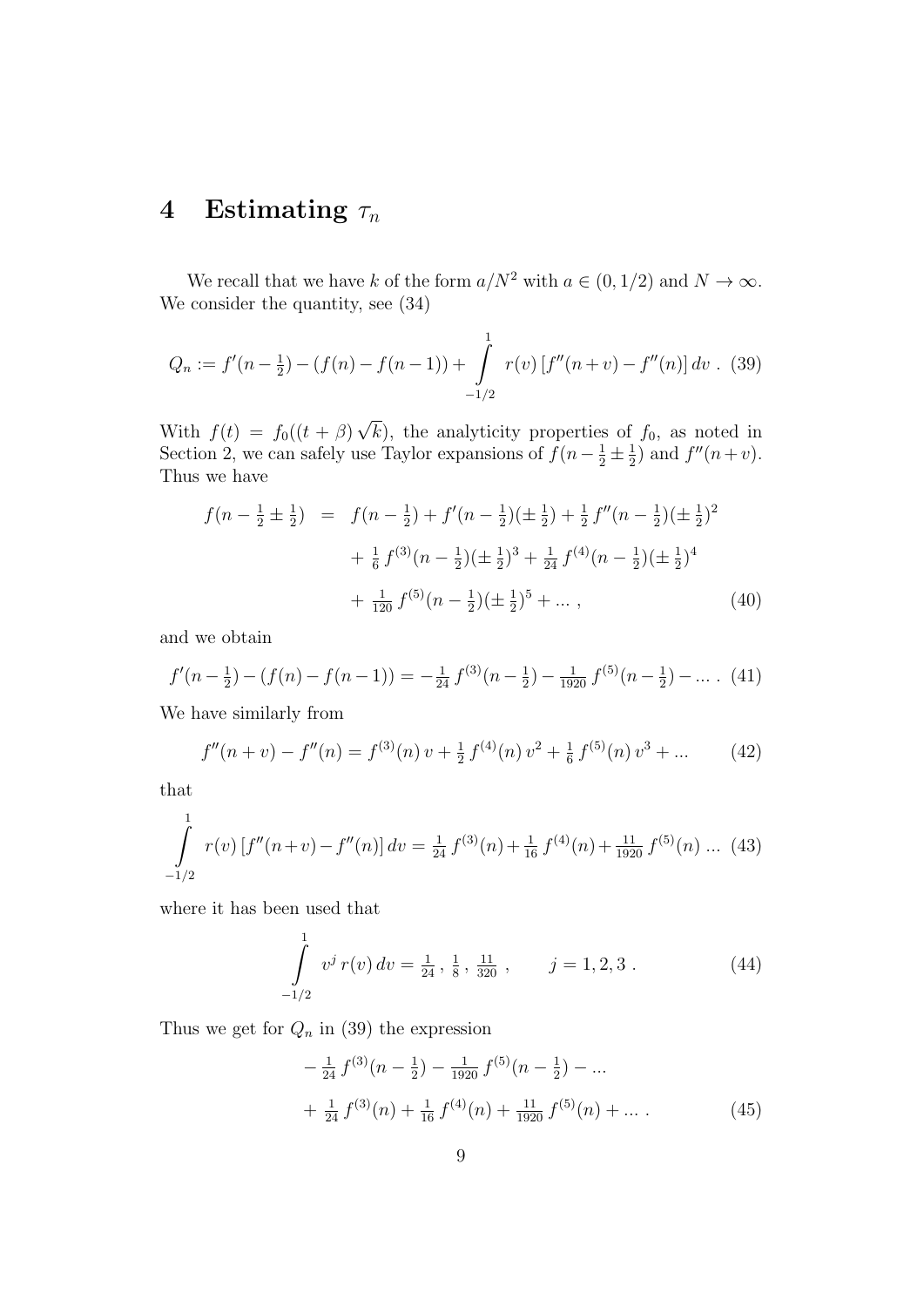# 4 Estimating $\tau_n$

We recall that we have $k$ of the form $a/N^2$ with $a \in (0, 1/2)$ and $N \to \infty$. We consider the quantity, see (34)

$$Q_n := f'(n - \tfrac{1}{2}) - (f(n) - f(n-1)) + \int\limits_{-1/2}^{1} r(v)\,[f''(n+v) - f''(n)]\,dv \ . \quad (39)$$

With $f(t) = f_0((t+\beta)\sqrt{k})$, the analyticity properties of $f_0$, as noted in Section 2, we can safely use Taylor expansions of $f(n - \frac{1}{2} \pm \frac{1}{2})$ and $f''(n+v)$. Thus we have

$$\begin{aligned} f(n - \tfrac{1}{2} \pm \tfrac{1}{2}) \ &= \ f(n - \tfrac{1}{2}) + f'(n - \tfrac{1}{2})(\pm \tfrac{1}{2}) + \tfrac{1}{2}\, f''(n - \tfrac{1}{2})(\pm \tfrac{1}{2})^2 \\ &\quad + \tfrac{1}{6}\, f^{(3)}(n - \tfrac{1}{2})(\pm \tfrac{1}{2})^3 + \tfrac{1}{24}\, f^{(4)}(n - \tfrac{1}{2})(\pm \tfrac{1}{2})^4 \\ &\quad + \tfrac{1}{120}\, f^{(5)}(n - \tfrac{1}{2})(\pm \tfrac{1}{2})^5 + \ldots \ , \end{aligned} \quad (40)$$

and we obtain

$$f'(n - \tfrac{1}{2}) - (f(n) - f(n-1)) = -\tfrac{1}{24}\, f^{(3)}(n - \tfrac{1}{2}) - \tfrac{1}{1920}\, f^{(5)}(n - \tfrac{1}{2}) - \ldots \ . \quad (41)$$

We have similarly from

$$f''(n+v) - f''(n) = f^{(3)}(n)\, v + \tfrac{1}{2}\, f^{(4)}(n)\, v^2 + \tfrac{1}{6}\, f^{(5)}(n)\, v^3 + \ldots \quad (42)$$

that

$$\int\limits_{-1/2}^{1} r(v)\,[f''(n+v) - f''(n)]\,dv = \tfrac{1}{24}\, f^{(3)}(n) + \tfrac{1}{16}\, f^{(4)}(n) + \tfrac{11}{1920}\, f^{(5)}(n) \ \ldots \quad (43)$$

where it has been used that

$$\int\limits_{-1/2}^{1} v^j\, r(v)\,dv = \tfrac{1}{24}\,,\ \tfrac{1}{8}\,,\ \tfrac{11}{320}\ , \qquad j = 1, 2, 3 \ . \quad (44)$$

Thus we get for $Q_n$ in (39) the expression

$$\begin{aligned} &- \tfrac{1}{24}\, f^{(3)}(n - \tfrac{1}{2}) - \tfrac{1}{1920}\, f^{(5)}(n - \tfrac{1}{2}) - \ldots \\ &+ \tfrac{1}{24}\, f^{(3)}(n) + \tfrac{1}{16}\, f^{(4)}(n) + \tfrac{11}{1920}\, f^{(5)}(n) + \ldots \ . \end{aligned} \quad (45)$$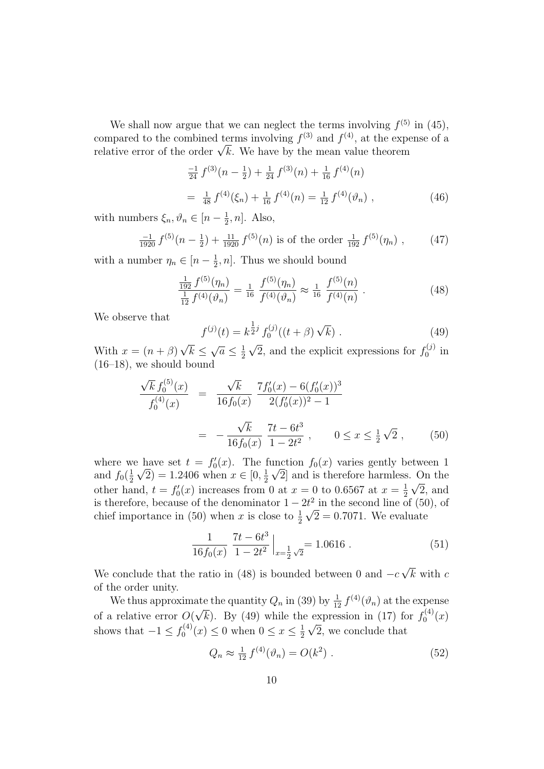We shall now argue that we can neglect the terms involving $f^{(5)}$ in (45), compared to the combined terms involving $f^{(3)}$ and $f^{(4)}$, at the expense of a relative error of the order $\sqrt{k}$. We have by the mean value theorem

$$
\begin{aligned}
&\tfrac{-1}{24}\, f^{(3)}(n-\tfrac{1}{2}) + \tfrac{1}{24}\, f^{(3)}(n) + \tfrac{1}{16}\, f^{(4)}(n) \\
&= \tfrac{1}{48}\, f^{(4)}(\xi_n) + \tfrac{1}{16}\, f^{(4)}(n) = \tfrac{1}{12}\, f^{(4)}(\vartheta_n) \;, \qquad (46)
\end{aligned}
$$

with numbers $\xi_n, \vartheta_n \in [n-\frac{1}{2}, n]$. Also,

$$
\tfrac{-1}{1920}\, f^{(5)}(n-\tfrac{1}{2}) + \tfrac{11}{1920}\, f^{(5)}(n) \text{ is of the order } \tfrac{1}{192}\, f^{(5)}(\eta_n) \;, \qquad (47)
$$

with a number $\eta_n \in [n-\frac{1}{2}, n]$. Thus we should bound

$$
\frac{\frac{1}{192}\, f^{(5)}(\eta_n)}{\frac{1}{12}\, f^{(4)}(\vartheta_n)} = \frac{1}{16}\, \frac{f^{(5)}(\eta_n)}{f^{(4)}(\vartheta_n)} \approx \frac{1}{16}\, \frac{f^{(5)}(n)}{f^{(4)}(n)} \;. \qquad (48)
$$

We observe that

$$
f^{(j)}(t) = k^{\frac{1}{2}j}\, f_0^{(j)}((t+\beta)\sqrt{k}) \;. \qquad (49)
$$

With $x = (n+\beta)\sqrt{k} \le \sqrt{a} \le \frac{1}{2}\sqrt{2}$, and the explicit expressions for $f_0^{(j)}$ in (16–18), we should bound

$$
\begin{aligned}
\frac{\sqrt{k}\, f_0^{(5)}(x)}{f_0^{(4)}(x)} &= \frac{\sqrt{k}}{16 f_0(x)}\, \frac{7f_0'(x) - 6(f_0'(x))^3}{2(f_0'(x))^2 - 1} \\
&= -\frac{\sqrt{k}}{16 f_0(x)}\, \frac{7t - 6t^3}{1 - 2t^2} \;, \qquad 0 \le x \le \tfrac{1}{2}\sqrt{2} \;, \qquad (50)
\end{aligned}
$$

where we have set $t = f_0'(x)$. The function $f_0(x)$ varies gently between 1 and $f_0(\frac{1}{2}\sqrt{2}) = 1.2406$ when $x \in [0, \frac{1}{2}\sqrt{2}]$ and is therefore harmless. On the other hand, $t = f_0'(x)$ increases from 0 at $x = 0$ to 0.6567 at $x = \frac{1}{2}\sqrt{2}$, and is therefore, because of the denominator $1 - 2t^2$ in the second line of (50), of chief importance in (50) when $x$ is close to $\frac{1}{2}\sqrt{2} = 0.7071$. We evaluate

$$
\frac{1}{16 f_0(x)}\, \frac{7t - 6t^3}{1 - 2t^2}\Big|_{x=\frac{1}{2}\sqrt{2}} = 1.0616 \;. \qquad (51)
$$

We conclude that the ratio in (48) is bounded between 0 and $-c\sqrt{k}$ with $c$ of the order unity.

We thus approximate the quantity $Q_n$ in (39) by $\frac{1}{12}\, f^{(4)}(\vartheta_n)$ at the expense of a relative error $O(\sqrt{k})$. By (49) while the expression in (17) for $f_0^{(4)}(x)$ shows that $-1 \le f_0^{(4)}(x) \le 0$ when $0 \le x \le \frac{1}{2}\sqrt{2}$, we conclude that

$$
Q_n \approx \tfrac{1}{12}\, f^{(4)}(\vartheta_n) = O(k^2) \;. \qquad (52)
$$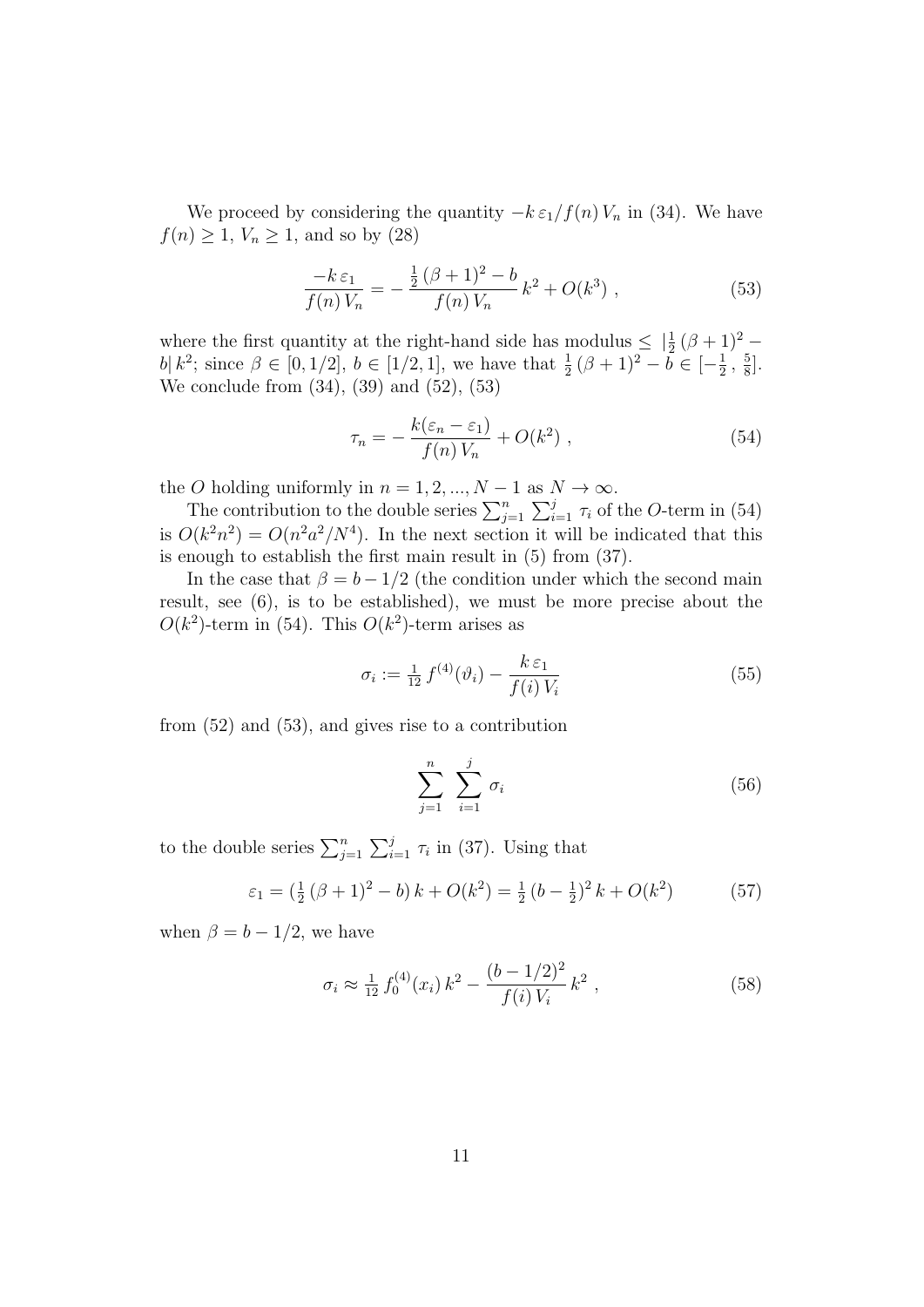We proceed by considering the quantity $-k\,\varepsilon_1/f(n)\,V_n$ in (34). We have $f(n) \geq 1$, $V_n \geq 1$, and so by (28)

$$\frac{-k\,\varepsilon_1}{f(n)\,V_n} = -\,\frac{\frac{1}{2}\,(\beta+1)^2 - b}{f(n)\,V_n}\,k^2 + O(k^3)\ , \tag{53}$$

where the first quantity at the right-hand side has modulus $\leq\ |\frac{1}{2}\,(\beta+1)^2 - b|\,k^2$; since $\beta \in [0, 1/2]$, $b \in [1/2, 1]$, we have that $\frac{1}{2}\,(\beta+1)^2 - b \in [-\frac{1}{2}\,,\,\frac{5}{8}]$. We conclude from (34), (39) and (52), (53)

$$\tau_n = -\,\frac{k(\varepsilon_n - \varepsilon_1)}{f(n)\,V_n} + O(k^2)\ , \tag{54}$$

the $O$ holding uniformly in $n = 1, 2, ..., N-1$ as $N \to \infty$.

The contribution to the double series $\sum_{j=1}^{n}\,\sum_{i=1}^{j}\,\tau_i$ of the $O$-term in (54) is $O(k^2 n^2) = O(n^2 a^2/N^4)$. In the next section it will be indicated that this is enough to establish the first main result in (5) from (37).

In the case that $\beta = b - 1/2$ (the condition under which the second main result, see (6), is to be established), we must be more precise about the $O(k^2)$-term in (54). This $O(k^2)$-term arises as

$$\sigma_i := \tfrac{1}{12}\,f^{(4)}(\vartheta_i) - \frac{k\,\varepsilon_1}{f(i)\,V_i} \tag{55}$$

from (52) and (53), and gives rise to a contribution

$$\sum_{j=1}^{n}\ \sum_{i=1}^{j}\ \sigma_i \tag{56}$$

to the double series $\sum_{j=1}^{n}\,\sum_{i=1}^{j}\,\tau_i$ in (37). Using that

$$\varepsilon_1 = (\tfrac{1}{2}\,(\beta+1)^2 - b)\,k + O(k^2) = \tfrac{1}{2}\,(b-\tfrac{1}{2})^2\,k + O(k^2) \tag{57}$$

when $\beta = b - 1/2$, we have

$$\sigma_i \approx \tfrac{1}{12}\,f_0^{(4)}(x_i)\,k^2 - \frac{(b-1/2)^2}{f(i)\,V_i}\,k^2\ , \tag{58}$$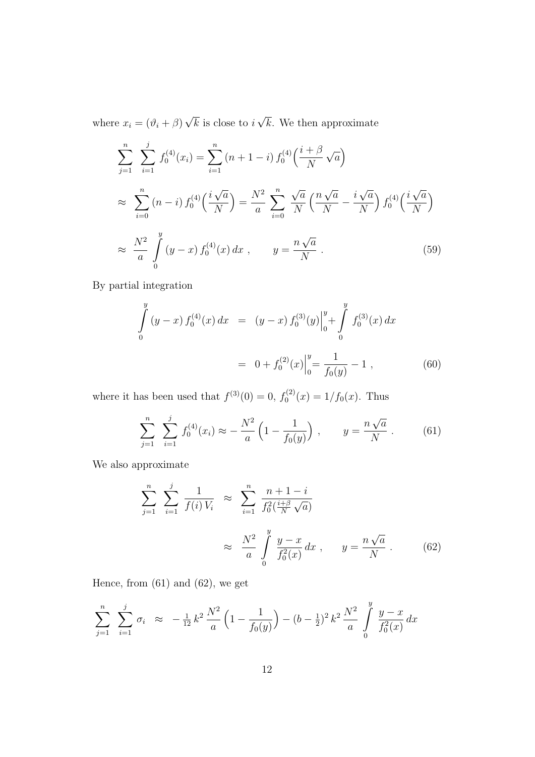where $x_i = (\vartheta_i + \beta)\sqrt{k}$ is close to $i\sqrt{k}$. We then approximate

$$
\begin{aligned}
&\sum_{j=1}^{n} \sum_{i=1}^{j} f_0^{(4)}(x_i) = \sum_{i=1}^{n} (n+1-i)\, f_0^{(4)}\Big(\frac{i+\beta}{N}\sqrt{a}\Big) \\
&\approx \sum_{i=0}^{n} (n-i)\, f_0^{(4)}\Big(\frac{i\sqrt{a}}{N}\Big) = \frac{N^2}{a} \sum_{i=0}^{n} \frac{\sqrt{a}}{N}\Big(\frac{n\sqrt{a}}{N} - \frac{i\sqrt{a}}{N}\Big) f_0^{(4)}\Big(\frac{i\sqrt{a}}{N}\Big) \\
&\approx \frac{N^2}{a} \int_0^y (y-x)\, f_0^{(4)}(x)\, dx\,, \qquad y = \frac{n\sqrt{a}}{N}\,. \qquad (59)
\end{aligned}
$$

By partial integration

$$
\begin{aligned}
\int_0^y (y-x)\, f_0^{(4)}(x)\, dx &= (y-x)\, f_0^{(3)}(y)\Big|_0^y + \int_0^y f_0^{(3)}(x)\, dx \\
&= 0 + f_0^{(2)}(x)\Big|_0^y = \frac{1}{f_0(y)} - 1\,, \qquad (60)
\end{aligned}
$$

where it has been used that $f^{(3)}(0) = 0$, $f_0^{(2)}(x) = 1/f_0(x)$. Thus

$$
\sum_{j=1}^{n} \sum_{i=1}^{j} f_0^{(4)}(x_i) \approx -\frac{N^2}{a}\Big(1 - \frac{1}{f_0(y)}\Big)\,, \qquad y = \frac{n\sqrt{a}}{N}\,. \qquad (61)
$$

We also approximate

$$
\begin{aligned}
\sum_{j=1}^{n} \sum_{i=1}^{j} \frac{1}{f(i)\, V_i} &\approx \sum_{i=1}^{n} \frac{n+1-i}{f_0^2(\frac{i+\beta}{N}\sqrt{a})} \\
&\approx \frac{N^2}{a} \int_0^y \frac{y-x}{f_0^2(x)}\, dx\,, \qquad y = \frac{n\sqrt{a}}{N}\,. \qquad (62)
\end{aligned}
$$

Hence, from (61) and (62), we get

$$
\sum_{j=1}^{n} \sum_{i=1}^{j} \sigma_i \approx -\tfrac{1}{12}\, k^2\, \frac{N^2}{a}\Big(1 - \frac{1}{f_0(y)}\Big) - (b - \tfrac{1}{2})^2\, k^2\, \frac{N^2}{a} \int_0^y \frac{y-x}{f_0^2(x)}\, dx
$$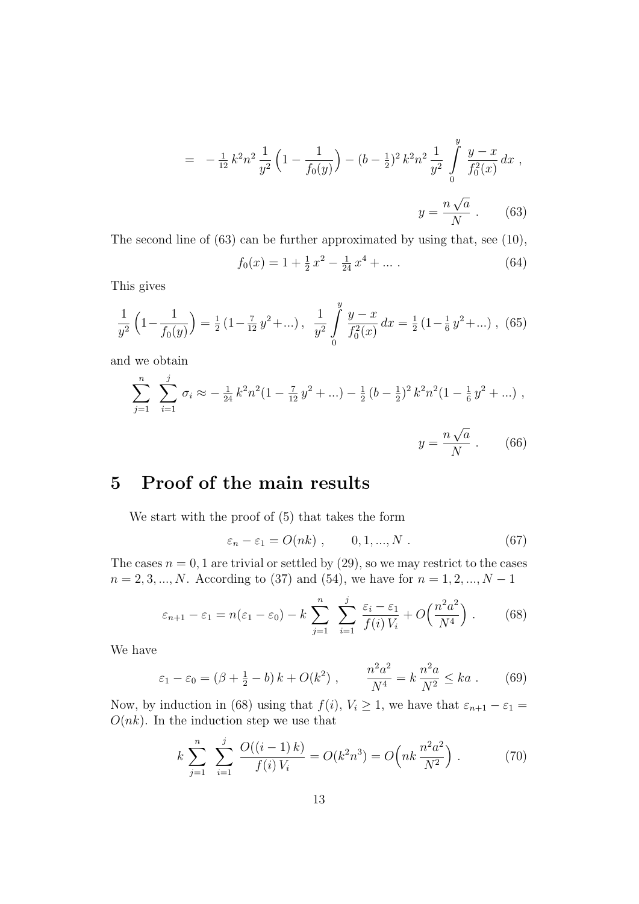$$= \ -\tfrac{1}{12}\,k^2n^2\,\frac{1}{y^2}\Big(1-\frac{1}{f_0(y)}\Big)-(b-\tfrac{1}{2})^2\,k^2n^2\,\frac{1}{y^2}\,\int\limits_0^y \frac{y-x}{f_0^2(x)}\,dx\ ,$$

$$y=\frac{n\,\sqrt{a}}{N}\ . \qquad (63)$$

The second line of (63) can be further approximated by using that, see (10),

$$f_0(x)=1+\tfrac{1}{2}\,x^2-\tfrac{1}{24}\,x^4+...\ . \qquad (64)$$

This gives

$$\frac{1}{y^2}\Big(1-\frac{1}{f_0(y)}\Big)=\tfrac{1}{2}\,(1-\tfrac{7}{12}\,y^2+...)\ ,\ \ \frac{1}{y^2}\int\limits_0^y \frac{y-x}{f_0^2(x)}\,dx=\tfrac{1}{2}\,(1-\tfrac{1}{6}\,y^2+...)\ , \ (65)$$

and we obtain

$$\sum_{j=1}^{n}\ \sum_{i=1}^{j}\sigma_i\approx -\tfrac{1}{24}\,k^2n^2(1-\tfrac{7}{12}\,y^2+...)-\tfrac{1}{2}\,(b-\tfrac{1}{2})^2\,k^2n^2(1-\tfrac{1}{6}\,y^2+...)\ ,$$

$$y=\frac{n\,\sqrt{a}}{N}\ . \qquad (66)$$

# 5 Proof of the main results

We start with the proof of (5) that takes the form

$$\varepsilon_n-\varepsilon_1=O(nk)\ , \qquad 0,1,...,N\ . \qquad (67)$$

The cases $n=0,1$ are trivial or settled by (29), so we may restrict to the cases $n=2,3,...,N$. According to (37) and (54), we have for $n=1,2,...,N-1$

$$\varepsilon_{n+1}-\varepsilon_1=n(\varepsilon_1-\varepsilon_0)-k\sum_{j=1}^{n}\ \sum_{i=1}^{j}\frac{\varepsilon_i-\varepsilon_1}{f(i)\,V_i}+O\Big(\frac{n^2a^2}{N^4}\Big)\ . \qquad (68)$$

We have

$$\varepsilon_1-\varepsilon_0=(\beta+\tfrac{1}{2}-b)\,k+O(k^2)\ , \qquad \frac{n^2a^2}{N^4}=k\,\frac{n^2a}{N^2}\le ka\ . \qquad (69)$$

Now, by induction in (68) using that $f(i)$, $V_i\ge 1$, we have that $\varepsilon_{n+1}-\varepsilon_1=O(nk)$. In the induction step we use that

$$k\sum_{j=1}^{n}\ \sum_{i=1}^{j}\frac{O((i-1)\,k)}{f(i)\,V_i}=O(k^2n^3)=O\Big(nk\,\frac{n^2a^2}{N^2}\Big)\ . \qquad (70)$$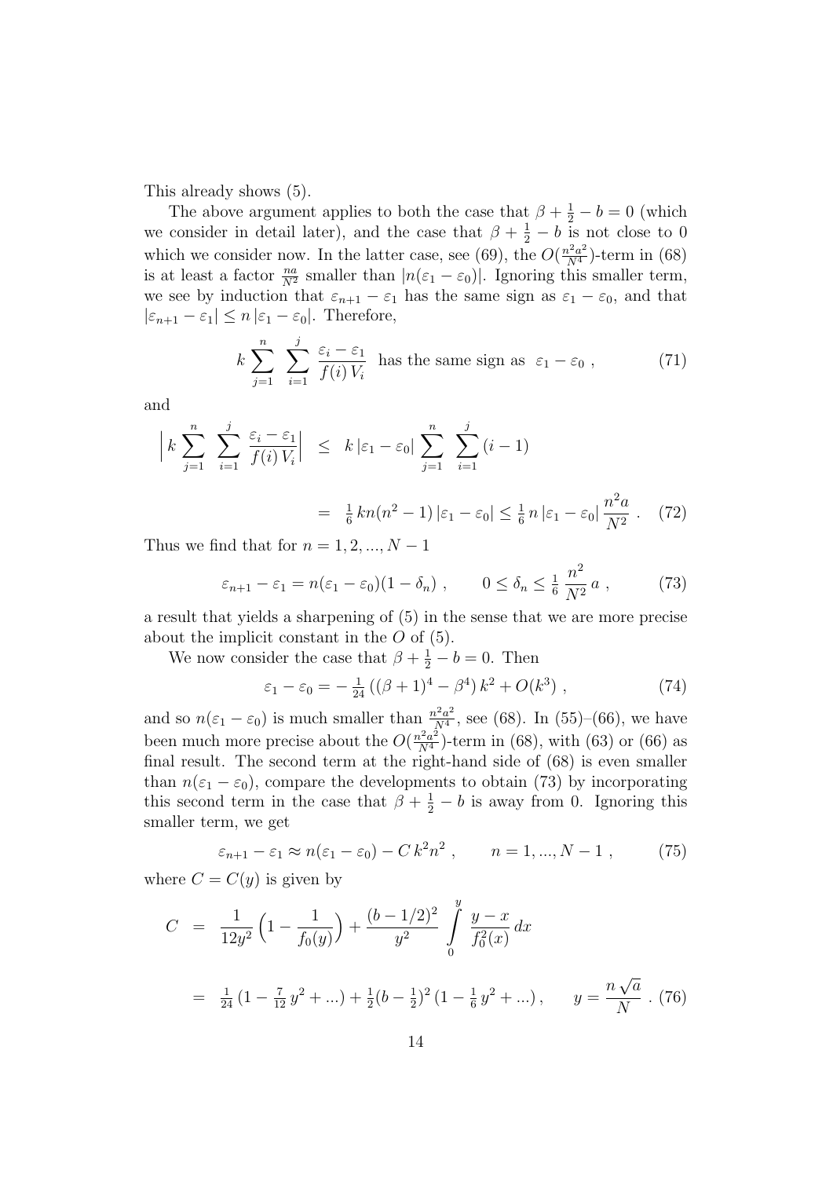This already shows (5).

The above argument applies to both the case that $\beta + \frac{1}{2} - b = 0$ (which we consider in detail later), and the case that $\beta + \frac{1}{2} - b$ is not close to 0 which we consider now. In the latter case, see (69), the $O(\frac{n^2a^2}{N^4})$-term in (68) is at least a factor $\frac{na}{N^2}$ smaller than $|n(\varepsilon_1 - \varepsilon_0)|$. Ignoring this smaller term, we see by induction that $\varepsilon_{n+1} - \varepsilon_1$ has the same sign as $\varepsilon_1 - \varepsilon_0$, and that $|\varepsilon_{n+1} - \varepsilon_1| \leq n\,|\varepsilon_1 - \varepsilon_0|$. Therefore,

$$k \sum_{j=1}^{n} \sum_{i=1}^{j} \frac{\varepsilon_i - \varepsilon_1}{f(i)\,V_i} \text{ has the same sign as } \varepsilon_1 - \varepsilon_0 \ , \tag{71}$$

and

$$\Big| k \sum_{j=1}^{n} \sum_{i=1}^{j} \frac{\varepsilon_i - \varepsilon_1}{f(i)\,V_i} \Big| \leq k\,|\varepsilon_1 - \varepsilon_0| \sum_{j=1}^{n} \sum_{i=1}^{j} (i-1)$$

$$= \tfrac{1}{6}\,kn(n^2-1)\,|\varepsilon_1 - \varepsilon_0| \leq \tfrac{1}{6}\,n\,|\varepsilon_1 - \varepsilon_0|\,\frac{n^2 a}{N^2} \ . \tag{72}$$

Thus we find that for $n = 1, 2, ..., N-1$

$$\varepsilon_{n+1} - \varepsilon_1 = n(\varepsilon_1 - \varepsilon_0)(1 - \delta_n) \ , \qquad 0 \leq \delta_n \leq \tfrac{1}{6}\,\frac{n^2}{N^2}\,a \ , \tag{73}$$

a result that yields a sharpening of (5) in the sense that we are more precise about the implicit constant in the $O$ of (5).

We now consider the case that $\beta + \frac{1}{2} - b = 0$. Then

$$\varepsilon_1 - \varepsilon_0 = -\tfrac{1}{24}\left((\beta+1)^4 - \beta^4\right)k^2 + O(k^3) \ , \tag{74}$$

and so $n(\varepsilon_1 - \varepsilon_0)$ is much smaller than $\frac{n^2a^2}{N^4}$, see (68). In (55)–(66), we have been much more precise about the $O(\frac{n^2a^2}{N^4})$-term in (68), with (63) or (66) as final result. The second term at the right-hand side of (68) is even smaller than $n(\varepsilon_1 - \varepsilon_0)$, compare the developments to obtain (73) by incorporating this second term in the case that $\beta + \frac{1}{2} - b$ is away from 0. Ignoring this smaller term, we get

$$\varepsilon_{n+1} - \varepsilon_1 \approx n(\varepsilon_1 - \varepsilon_0) - C\,k^2 n^2 \ , \qquad n = 1, ..., N-1 \ , \tag{75}$$

where $C = C(y)$ is given by

$$C = \frac{1}{12y^2}\Big(1 - \frac{1}{f_0(y)}\Big) + \frac{(b-1/2)^2}{y^2} \int_0^y \frac{y-x}{f_0^2(x)}\,dx$$

$$= \tfrac{1}{24}\,(1 - \tfrac{7}{12}\,y^2 + ...) + \tfrac{1}{2}(b - \tfrac{1}{2})^2\,(1 - \tfrac{1}{6}\,y^2 + ...) \ , \qquad y = \frac{n\sqrt{a}}{N} \ . \tag{76}$$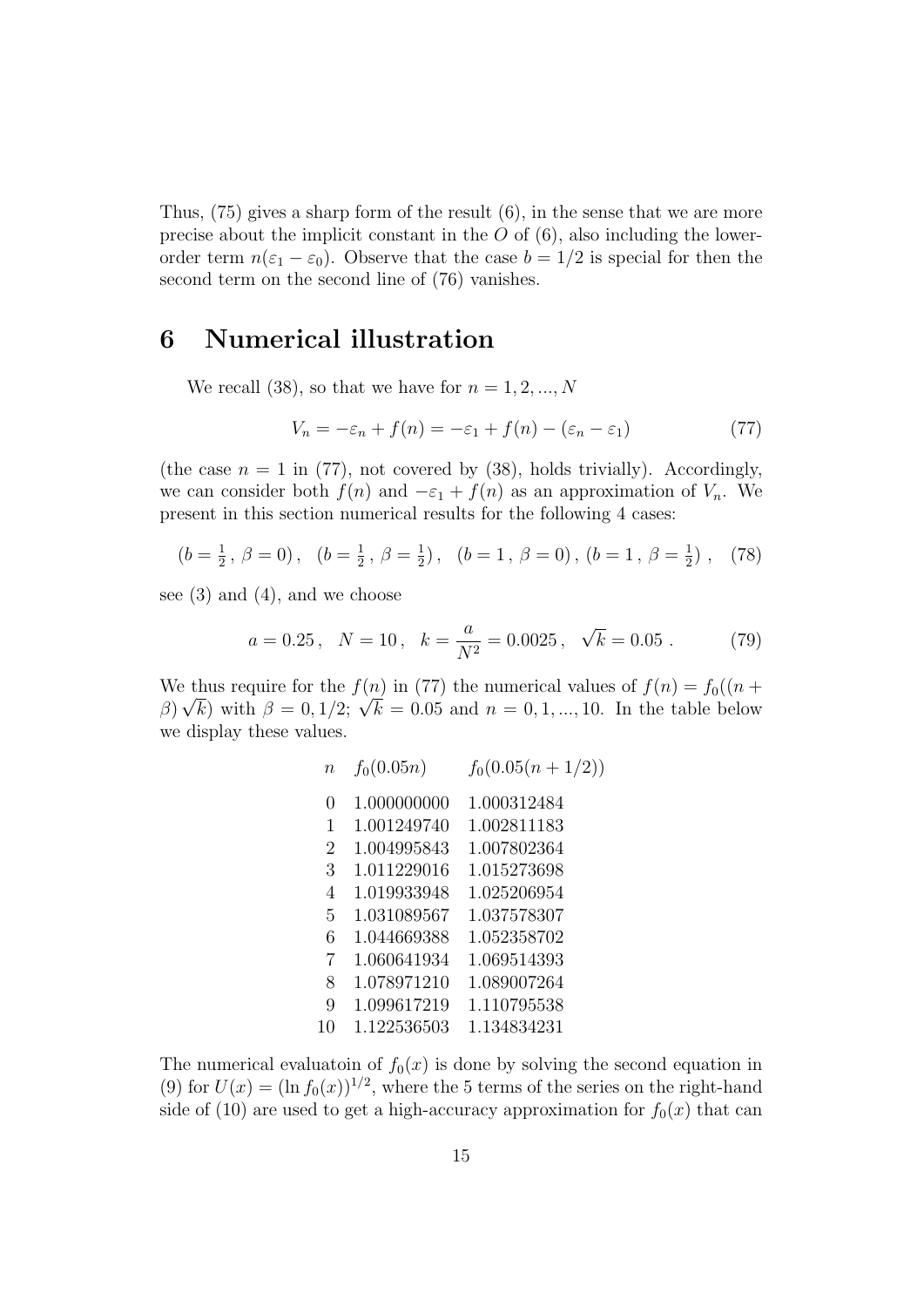Thus, (75) gives a sharp form of the result (6), in the sense that we are more precise about the implicit constant in the $O$ of (6), also including the lower-order term $n(\varepsilon_1 - \varepsilon_0)$. Observe that the case $b = 1/2$ is special for then the second term on the second line of (76) vanishes.

## 6 Numerical illustration

We recall (38), so that we have for $n = 1, 2, ..., N$

$$V_n = -\varepsilon_n + f(n) = -\varepsilon_1 + f(n) - (\varepsilon_n - \varepsilon_1) \tag{77}$$

(the case $n = 1$ in (77), not covered by (38), holds trivially). Accordingly, we can consider both $f(n)$ and $-\varepsilon_1 + f(n)$ as an approximation of $V_n$. We present in this section numerical results for the following 4 cases:

$$(b = \tfrac{1}{2}\,,\, \beta = 0)\,, \quad (b = \tfrac{1}{2}\,,\, \beta = \tfrac{1}{2})\,, \quad (b = 1\,,\, \beta = 0)\,, \, (b = 1\,,\, \beta = \tfrac{1}{2})\,, \tag{78}$$

see (3) and (4), and we choose

$$a = 0.25\,, \quad N = 10\,, \quad k = \frac{a}{N^2} = 0.0025\,, \quad \sqrt{k} = 0.05\ . \tag{79}$$

We thus require for the $f(n)$ in (77) the numerical values of $f(n) = f_0((n + \beta)\sqrt{k})$ with $\beta = 0, 1/2$; $\sqrt{k} = 0.05$ and $n = 0, 1, ..., 10$. In the table below we display these values.

| $n$ | $f_0(0.05n)$ | $f_0(0.05(n+1/2))$ |
|---|---|---|
| 0 | 1.000000000 | 1.000312484 |
| 1 | 1.001249740 | 1.002811183 |
| 2 | 1.004995843 | 1.007802364 |
| 3 | 1.011229016 | 1.015273698 |
| 4 | 1.019933948 | 1.025206954 |
| 5 | 1.031089567 | 1.037578307 |
| 6 | 1.044669388 | 1.052358702 |
| 7 | 1.060641934 | 1.069514393 |
| 8 | 1.078971210 | 1.089007264 |
| 9 | 1.099617219 | 1.110795538 |
| 10 | 1.122536503 | 1.134834231 |

The numerical evaluatoin of $f_0(x)$ is done by solving the second equation in (9) for $U(x) = (\ln f_0(x))^{1/2}$, where the 5 terms of the series on the right-hand side of (10) are used to get a high-accuracy approximation for $f_0(x)$ that can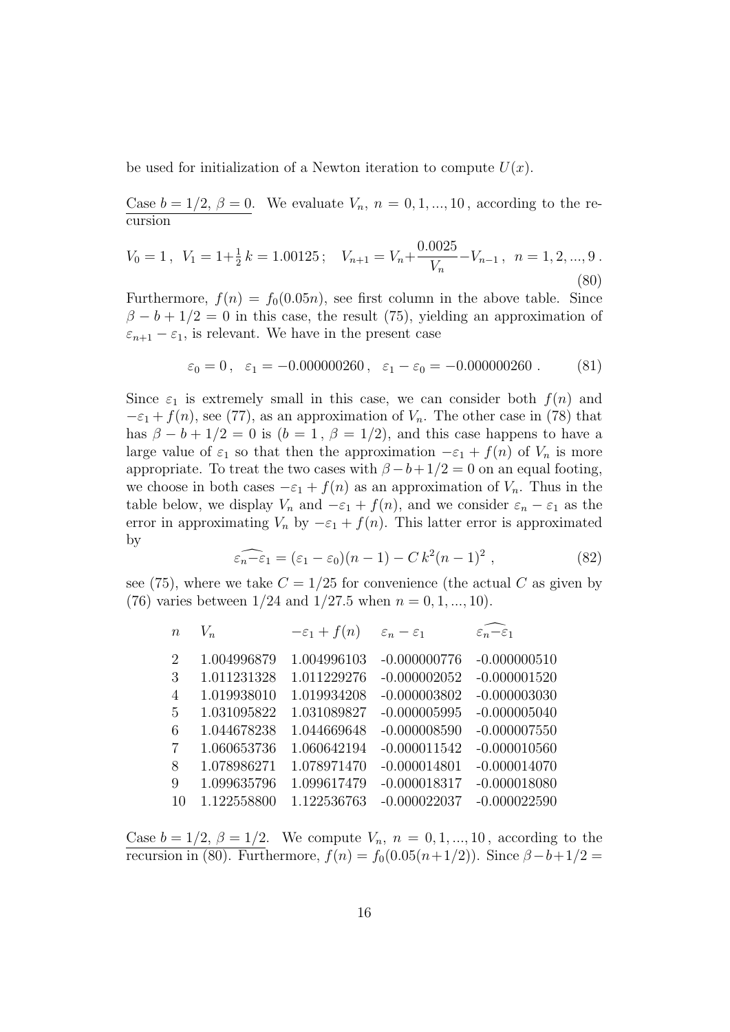be used for initialization of a Newton iteration to compute $U(x)$.

<u>Case $b = 1/2,\ \beta = 0$.</u> We evaluate $V_n,\ n = 0, 1, ..., 10\,,$ according to the recursion

$$V_0 = 1\,,\ \ V_1 = 1 + \tfrac{1}{2}\,k = 1.00125\,;\quad V_{n+1} = V_n + \frac{0.0025}{V_n} - V_{n-1}\,,\ \ n = 1, 2, ..., 9\,. \tag{80}$$

Furthermore, $f(n) = f_0(0.05n)$, see first column in the above table. Since $\beta - b + 1/2 = 0$ in this case, the result (75), yielding an approximation of $\varepsilon_{n+1} - \varepsilon_1$, is relevant. We have in the present case

$$\varepsilon_0 = 0\,,\ \ \varepsilon_1 = -0.000000260\,,\ \ \varepsilon_1 - \varepsilon_0 = -0.000000260\,. \tag{81}$$

Since $\varepsilon_1$ is extremely small in this case, we can consider both $f(n)$ and $-\varepsilon_1 + f(n)$, see (77), as an approximation of $V_n$. The other case in (78) that has $\beta - b + 1/2 = 0$ is $(b = 1\,,\ \beta = 1/2)$, and this case happens to have a large value of $\varepsilon_1$ so that then the approximation $-\varepsilon_1 + f(n)$ of $V_n$ is more appropriate. To treat the two cases with $\beta - b + 1/2 = 0$ on an equal footing, we choose in both cases $-\varepsilon_1 + f(n)$ as an approximation of $V_n$. Thus in the table below, we display $V_n$ and $-\varepsilon_1 + f(n)$, and we consider $\varepsilon_n - \varepsilon_1$ as the error in approximating $V_n$ by $-\varepsilon_1 + f(n)$. This latter error is approximated by

$$\widehat{\varepsilon_n - \varepsilon_1} = (\varepsilon_1 - \varepsilon_0)(n-1) - C\,k^2(n-1)^2\,, \tag{82}$$

see (75), where we take $C = 1/25$ for convenience (the actual $C$ as given by (76) varies between $1/24$ and $1/27.5$ when $n = 0, 1, ..., 10$).

| $n$ | $V_n$ | $-\varepsilon_1 + f(n)$ | $\varepsilon_n - \varepsilon_1$ | $\widehat{\varepsilon_n - \varepsilon_1}$ |
|---|---|---|---|---|
| 2 | 1.004996879 | 1.004996103 | -0.000000776 | -0.000000510 |
| 3 | 1.011231328 | 1.011229276 | -0.000002052 | -0.000001520 |
| 4 | 1.019938010 | 1.019934208 | -0.000003802 | -0.000003030 |
| 5 | 1.031095822 | 1.031089827 | -0.000005995 | -0.000005040 |
| 6 | 1.044678238 | 1.044669648 | -0.000008590 | -0.000007550 |
| 7 | 1.060653736 | 1.060642194 | -0.000011542 | -0.000010560 |
| 8 | 1.078986271 | 1.078971470 | -0.000014801 | -0.000014070 |
| 9 | 1.099635796 | 1.099617479 | -0.000018317 | -0.000018080 |
| 10 | 1.122558800 | 1.122536763 | -0.000022037 | -0.000022590 |

<u>Case $b = 1/2,\ \beta = 1/2$.</u> We compute $V_n,\ n = 0, 1, ..., 10\,,$ according to the recursion in (80). Furthermore, $f(n) = f_0(0.05(n+1/2))$. Since $\beta - b + 1/2 =$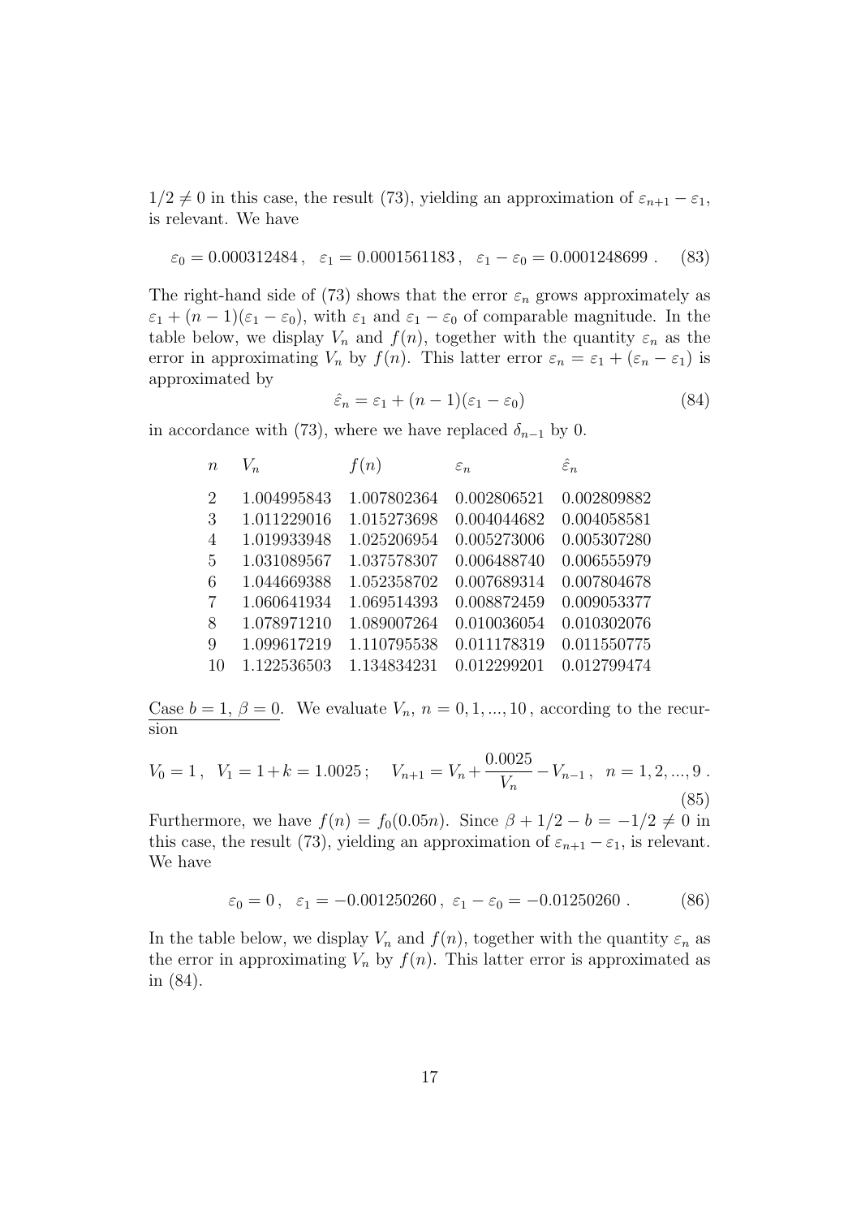$1/2 \neq 0$ in this case, the result (73), yielding an approximation of $\varepsilon_{n+1} - \varepsilon_1$, is relevant. We have

$$\varepsilon_0 = 0.000312484\,, \quad \varepsilon_1 = 0.0001561183\,, \quad \varepsilon_1 - \varepsilon_0 = 0.0001248699\,. \tag{83}$$

The right-hand side of (73) shows that the error $\varepsilon_n$ grows approximately as $\varepsilon_1 + (n-1)(\varepsilon_1 - \varepsilon_0)$, with $\varepsilon_1$ and $\varepsilon_1 - \varepsilon_0$ of comparable magnitude. In the table below, we display $V_n$ and $f(n)$, together with the quantity $\varepsilon_n$ as the error in approximating $V_n$ by $f(n)$. This latter error $\varepsilon_n = \varepsilon_1 + (\varepsilon_n - \varepsilon_1)$ is approximated by

$$\hat{\varepsilon}_n = \varepsilon_1 + (n-1)(\varepsilon_1 - \varepsilon_0) \tag{84}$$

in accordance with (73), where we have replaced $\delta_{n-1}$ by 0.

| $n$ | $V_n$ | $f(n)$ | $\varepsilon_n$ | $\hat{\varepsilon}_n$ |
|---|---|---|---|---|
| 2 | 1.004995843 | 1.007802364 | 0.002806521 | 0.002809882 |
| 3 | 1.011229016 | 1.015273698 | 0.004044682 | 0.004058581 |
| 4 | 1.019933948 | 1.025206954 | 0.005273006 | 0.005307280 |
| 5 | 1.031089567 | 1.037578307 | 0.006488740 | 0.006555979 |
| 6 | 1.044669388 | 1.052358702 | 0.007689314 | 0.007804678 |
| 7 | 1.060641934 | 1.069514393 | 0.008872459 | 0.009053377 |
| 8 | 1.078971210 | 1.089007264 | 0.010036054 | 0.010302076 |
| 9 | 1.099617219 | 1.110795538 | 0.011178319 | 0.011550775 |
| 10 | 1.122536503 | 1.134834231 | 0.012299201 | 0.012799474 |

Case $b = 1,\ \beta = 0$. We evaluate $V_n$, $n = 0, 1, ..., 10$, according to the recursion

$$V_0 = 1\,, \quad V_1 = 1 + k = 1.0025\,; \quad V_{n+1} = V_n + \frac{0.0025}{V_n} - V_{n-1}\,, \quad n = 1, 2, ..., 9\,. \tag{85}$$

Furthermore, we have $f(n) = f_0(0.05n)$. Since $\beta + 1/2 - b = -1/2 \neq 0$ in this case, the result (73), yielding an approximation of $\varepsilon_{n+1} - \varepsilon_1$, is relevant. We have

$$\varepsilon_0 = 0\,, \quad \varepsilon_1 = -0.001250260\,, \ \varepsilon_1 - \varepsilon_0 = -0.01250260\,. \tag{86}$$

In the table below, we display $V_n$ and $f(n)$, together with the quantity $\varepsilon_n$ as the error in approximating $V_n$ by $f(n)$. This latter error is approximated as in (84).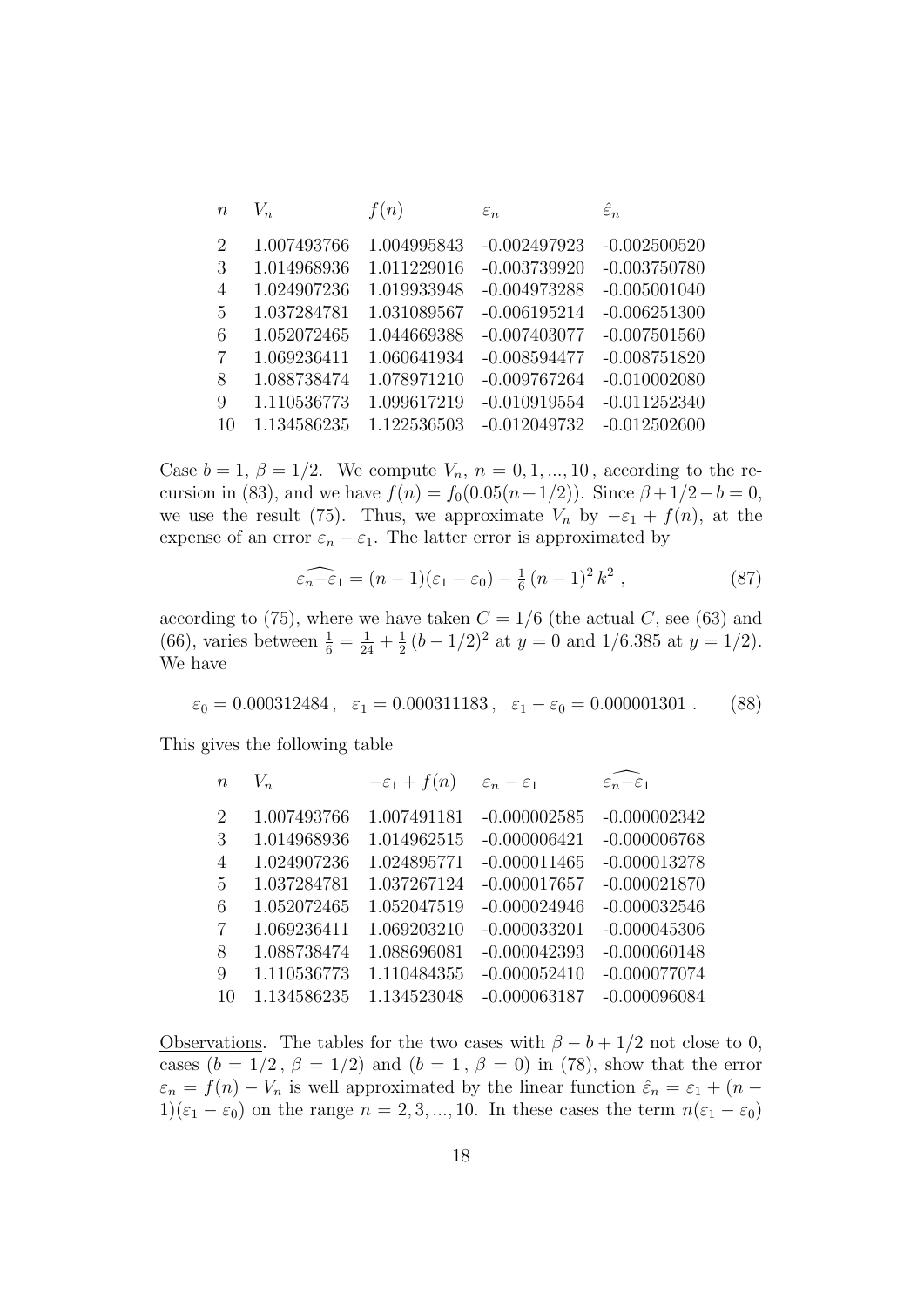| $n$ | $V_n$ | $f(n)$ | $\varepsilon_n$ | $\hat{\varepsilon}_n$ |
|---|---|---|---|---|
| 2 | 1.007493766 | 1.004995843 | -0.002497923 | -0.002500520 |
| 3 | 1.014968936 | 1.011229016 | -0.003739920 | -0.003750780 |
| 4 | 1.024907236 | 1.019933948 | -0.004973288 | -0.005001040 |
| 5 | 1.037284781 | 1.031089567 | -0.006195214 | -0.006251300 |
| 6 | 1.052072465 | 1.044669388 | -0.007403077 | -0.007501560 |
| 7 | 1.069236411 | 1.060641934 | -0.008594477 | -0.008751820 |
| 8 | 1.088738474 | 1.078971210 | -0.009767264 | -0.010002080 |
| 9 | 1.110536773 | 1.099617219 | -0.010919554 | -0.011252340 |
| 10 | 1.134586235 | 1.122536503 | -0.012049732 | -0.012502600 |

Case $b = 1$, $\beta = 1/2$. We compute $V_n$, $n = 0, 1, ..., 10$, according to the recursion in (83), and we have $f(n) = f_0(0.05(n+1/2))$. Since $\beta + 1/2 - b = 0$, we use the result (75). Thus, we approximate $V_n$ by $-\varepsilon_1 + f(n)$, at the expense of an error $\varepsilon_n - \varepsilon_1$. The latter error is approximated by

$$\widehat{\varepsilon_n - \varepsilon_1} = (n-1)(\varepsilon_1 - \varepsilon_0) - \tfrac{1}{6}\,(n-1)^2\,k^2\;, \tag{87}$$

according to (75), where we have taken $C = 1/6$ (the actual $C$, see (63) and (66), varies between $\frac{1}{6} = \frac{1}{24} + \frac{1}{2}\,(b-1/2)^2$ at $y = 0$ and $1/6.385$ at $y = 1/2$). We have

$$\varepsilon_0 = 0.000312484\,,\quad \varepsilon_1 = 0.000311183\,,\quad \varepsilon_1 - \varepsilon_0 = 0.000001301\;. \tag{88}$$

This gives the following table

| $n$ | $V_n$ | $-\varepsilon_1 + f(n)$ | $\varepsilon_n - \varepsilon_1$ | $\widehat{\varepsilon_n - \varepsilon_1}$ |
|---|---|---|---|---|
| 2 | 1.007493766 | 1.007491181 | -0.000002585 | -0.000002342 |
| 3 | 1.014968936 | 1.014962515 | -0.000006421 | -0.000006768 |
| 4 | 1.024907236 | 1.024895771 | -0.000011465 | -0.000013278 |
| 5 | 1.037284781 | 1.037267124 | -0.000017657 | -0.000021870 |
| 6 | 1.052072465 | 1.052047519 | -0.000024946 | -0.000032546 |
| 7 | 1.069236411 | 1.069203210 | -0.000033201 | -0.000045306 |
| 8 | 1.088738474 | 1.088696081 | -0.000042393 | -0.000060148 |
| 9 | 1.110536773 | 1.110484355 | -0.000052410 | -0.000077074 |
| 10 | 1.134586235 | 1.134523048 | -0.000063187 | -0.000096084 |

Observations. The tables for the two cases with $\beta - b + 1/2$ not close to 0, cases ($b = 1/2$, $\beta = 1/2$) and ($b = 1$, $\beta = 0$) in (78), show that the error $\varepsilon_n = f(n) - V_n$ is well approximated by the linear function $\hat{\varepsilon}_n = \varepsilon_1 + (n-1)(\varepsilon_1 - \varepsilon_0)$ on the range $n = 2, 3, ..., 10$. In these cases the term $n(\varepsilon_1 - \varepsilon_0)$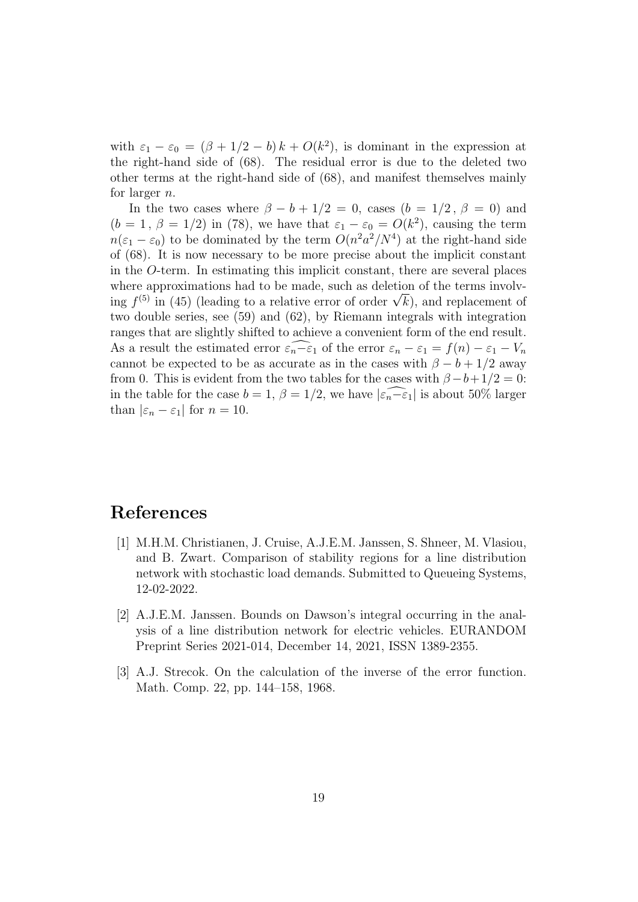with $\varepsilon_1 - \varepsilon_0 = (\beta + 1/2 - b)\,k + O(k^2)$, is dominant in the expression at the right-hand side of (68). The residual error is due to the deleted two other terms at the right-hand side of (68), and manifest themselves mainly for larger $n$.

In the two cases where $\beta - b + 1/2 = 0$, cases ($b = 1/2\,,\ \beta = 0$) and ($b = 1\,,\ \beta = 1/2$) in (78), we have that $\varepsilon_1 - \varepsilon_0 = O(k^2)$, causing the term $n(\varepsilon_1 - \varepsilon_0)$ to be dominated by the term $O(n^2a^2/N^4)$ at the right-hand side of (68). It is now necessary to be more precise about the implicit constant in the $O$-term. In estimating this implicit constant, there are several places where approximations had to be made, such as deletion of the terms involving $f^{(5)}$ in (45) (leading to a relative error of order $\sqrt{k}$), and replacement of two double series, see (59) and (62), by Riemann integrals with integration ranges that are slightly shifted to achieve a convenient form of the end result. As a result the estimated error $\widehat{\varepsilon_n - \varepsilon_1}$ of the error $\varepsilon_n - \varepsilon_1 = f(n) - \varepsilon_1 - V_n$ cannot be expected to be as accurate as in the cases with $\beta - b + 1/2$ away from 0. This is evident from the two tables for the cases with $\beta - b + 1/2 = 0$: in the table for the case $b = 1$, $\beta = 1/2$, we have $|\widehat{\varepsilon_n - \varepsilon_1}|$ is about 50% larger than $|\varepsilon_n - \varepsilon_1|$ for $n = 10$.

# References

[1] M.H.M. Christianen, J. Cruise, A.J.E.M. Janssen, S. Shneer, M. Vlasiou, and B. Zwart. Comparison of stability regions for a line distribution network with stochastic load demands. Submitted to Queueing Systems, 12-02-2022.

[2] A.J.E.M. Janssen. Bounds on Dawson's integral occurring in the analysis of a line distribution network for electric vehicles. EURANDOM Preprint Series 2021-014, December 14, 2021, ISSN 1389-2355.

[3] A.J. Strecok. On the calculation of the inverse of the error function. Math. Comp. 22, pp. 144–158, 1968.